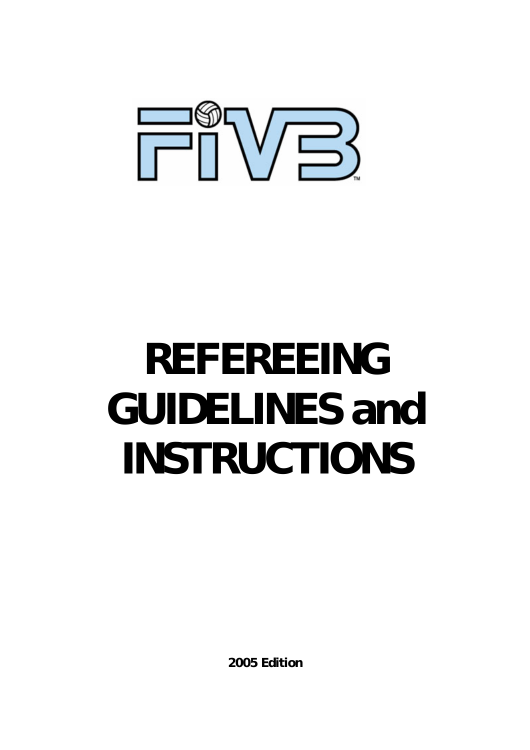# REFEREEING GUIDELINES and INSTRUCTIONS

**2005 Edition**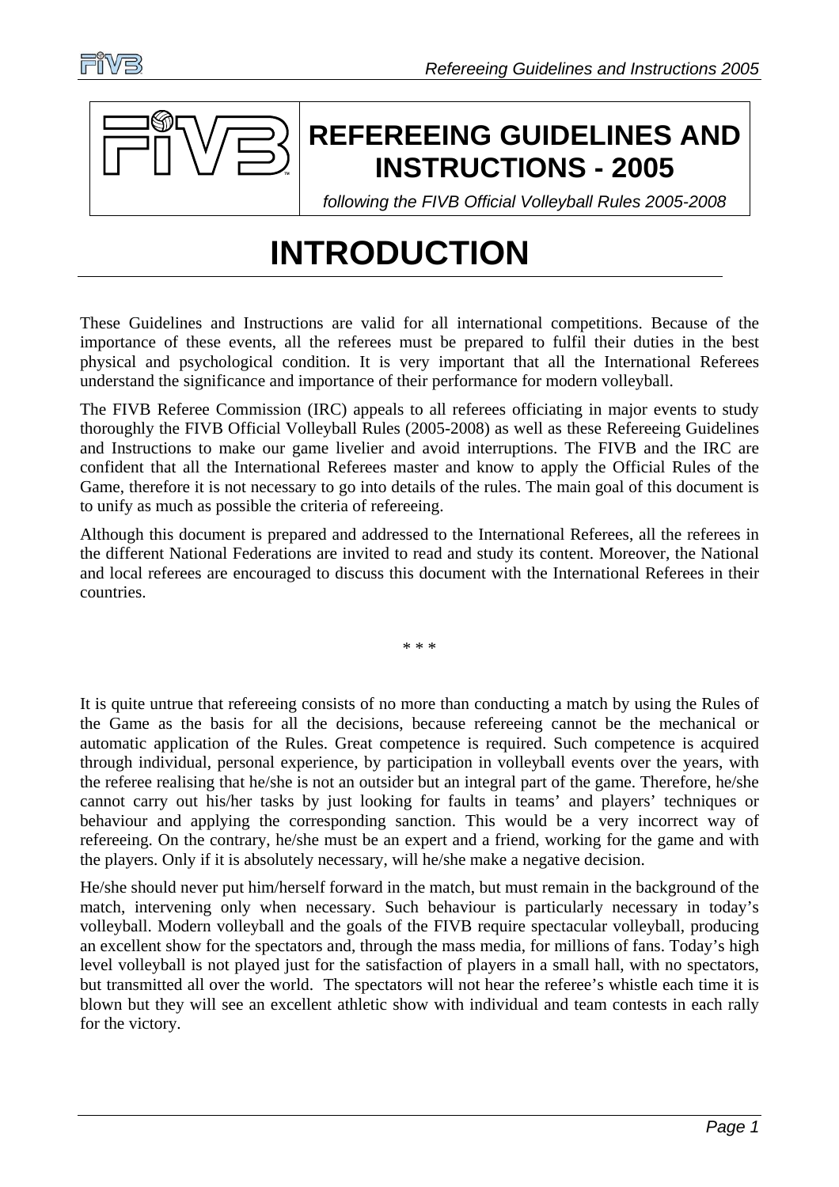# REFEREEING GUIDELINES AND INSTRUCTIONS - 2005

*following the FIVB Official Volleyball Rules 2005-2008*

# INTRODUCTION

These Guidelines and Instructions are valid for all international competitions. Because of the importance of these events, all the referees must be prepared to fulfil their duties in the best physical and psychological condition. It is very important that all the International Referees understand the significance and importance of their performance for modern volleyball.

The FIVB Referee Commission (IRC) appeals to all referees officiating in major events to study thoroughly the FIVB Official Volleyball Rules (2005-2008) as well as these Refereeing Guidelines and Instructions to make our game livelier and avoid interruptions. The FIVB and the IRC are confident that all the International Referees master and know to apply the Official Rules of the Game, therefore it is not necessary to go into details of the rules. The main goal of this document is to unify as much as possible the criteria of refereeing.

Although this document is prepared and addressed to the International Referees, all the referees in the different National Federations are invited to read and study its content. Moreover, the National and local referees are encouraged to discuss this document with the International Referees in their countries.

\* \* \*

It is quite untrue that refereeing consists of no more than conducting a match by using the Rules of the Game as the basis for all the decisions, because refereeing cannot be the mechanical or automatic application of the Rules. Great competence is required. Such competence is acquired through individual, personal experience, by participation in volleyball events over the years, with the referee realising that he/she is not an outsider but an integral part of the game. Therefore, he/she cannot carry out his/her tasks by just looking for faults in teams' and players' techniques or behaviour and applying the corresponding sanction. This would be a very incorrect way of refereeing. On the contrary, he/she must be an expert and a friend, working for the game and with the players. Only if it is absolutely necessary, will he/she make a negative decision.

He/she should never put him/herself forward in the match, but must remain in the background of the match, intervening only when necessary. Such behaviour is particularly necessary in today's volleyball. Modern volleyball and the goals of the FIVB require spectacular volleyball, producing an excellent show for the spectators and, through the mass media, for millions of fans. Today's high level volleyball is not played just for the satisfaction of players in a small hall, with no spectators, but transmitted all over the world. The spectators will not hear the referee's whistle each time it is blown but they will see an excellent athletic show with individual and team contests in each rally for the victory.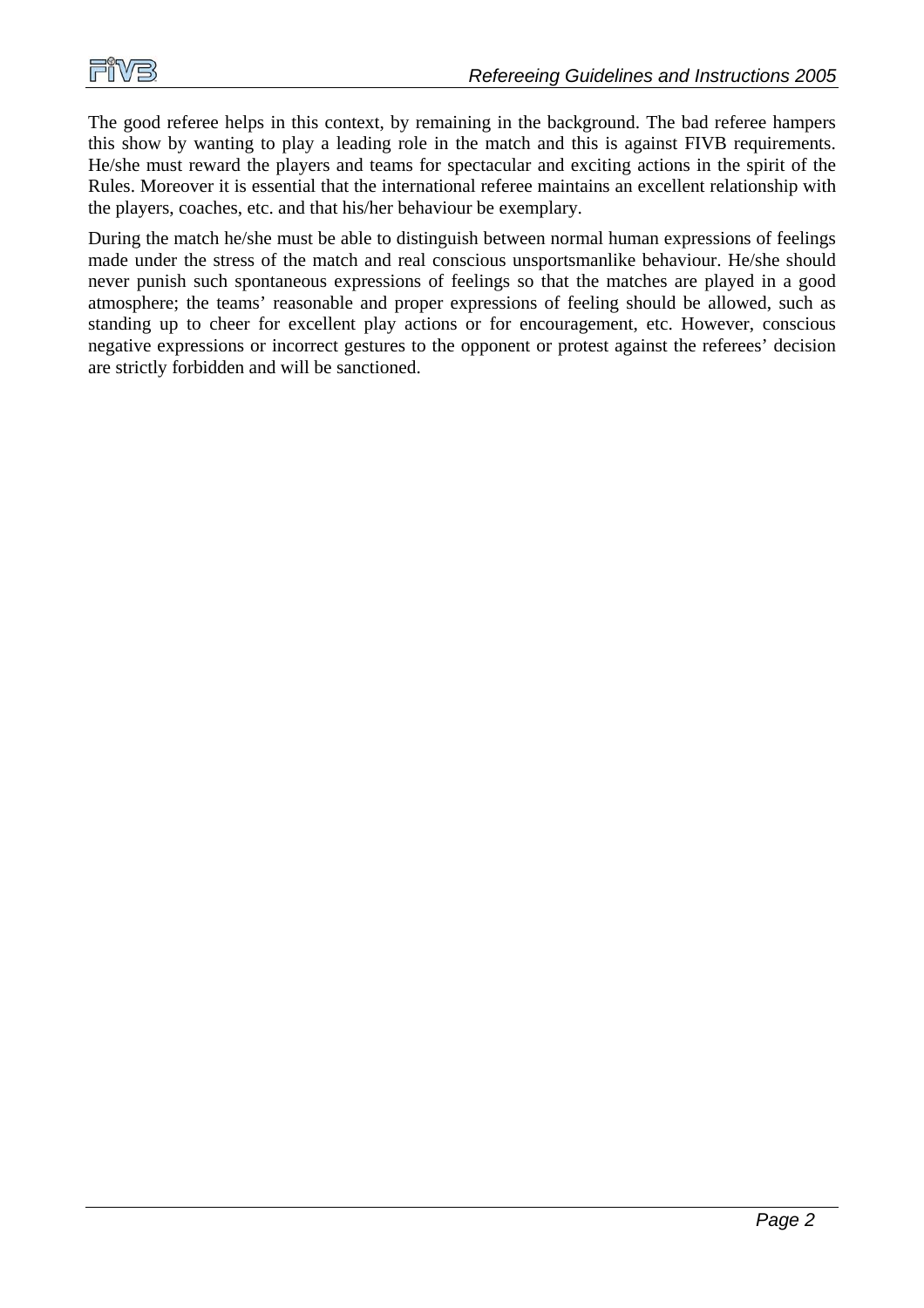The good referee helps in this context, by remaining in the background. The bad referee hampers this show by wanting to play a leading role in the match and this is against FIVB requirements. He/she must reward the players and teams for spectacular and exciting actions in the spirit of the Rules. Moreover it is essential that the international referee maintains an excellent relationship with the players, coaches, etc. and that his/her behaviour be exemplary.

During the match he/she must be able to distinguish between normal human expressions of feelings made under the stress of the match and real conscious unsportsmanlike behaviour. He/she should never punish such spontaneous expressions of feelings so that the matches are played in a good atmosphere; the teams' reasonable and proper expressions of feeling should be allowed, such as standing up to cheer for excellent play actions or for encouragement, etc. However, conscious negative expressions or incorrect gestures to the opponent or protest against the referees' decision are strictly forbidden and will be sanctioned.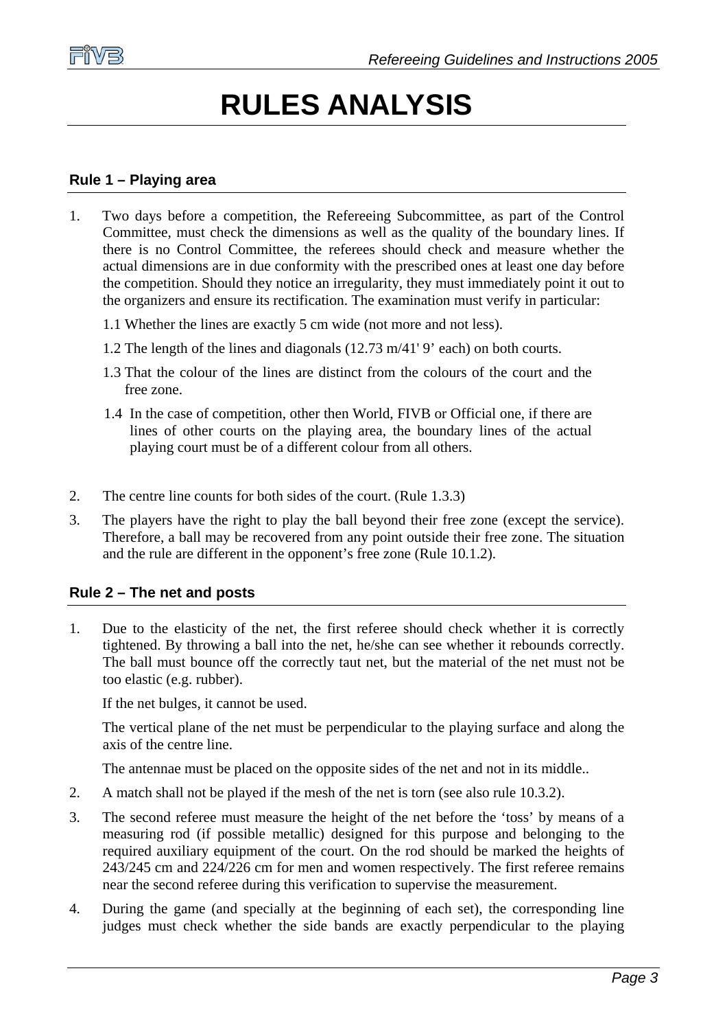# RULES ANALYSIS

## Rule 1 – Playing area

1. Two days before a competition, the Refereeing Subcommittee, as part of the Control Committee, must check the dimensions as well as the quality of the boundary lines. If there is no Control Committee, the referees should check and measure whether the actual dimensions are in due conformity with the prescribed ones at least one day before the competition. Should they notice an irregularity, they must immediately point it out to the organizers and ensure its rectification. The examination must verify in particular:

   1.1 Whether the lines are exactly 5 cm wide (not more and not less).

   1.2 The length of the lines and diagonals (12.73 m/41' 9' each) on both courts.

   1.3 That the colour of the lines are distinct from the colours of the court and the free zone.

   1.4 In the case of competition, other then World, FIVB or Official one, if there are lines of other courts on the playing area, the boundary lines of the actual playing court must be of a different colour from all others.

2. The centre line counts for both sides of the court. (Rule 1.3.3)

3. The players have the right to play the ball beyond their free zone (except the service). Therefore, a ball may be recovered from any point outside their free zone. The situation and the rule are different in the opponent's free zone (Rule 10.1.2).

## Rule 2 – The net and posts

1. Due to the elasticity of the net, the first referee should check whether it is correctly tightened. By throwing a ball into the net, he/she can see whether it rebounds correctly. The ball must bounce off the correctly taut net, but the material of the net must not be too elastic (e.g. rubber).

   If the net bulges, it cannot be used.

   The vertical plane of the net must be perpendicular to the playing surface and along the axis of the centre line.

   The antennae must be placed on the opposite sides of the net and not in its middle..

2. A match shall not be played if the mesh of the net is torn (see also rule 10.3.2).

3. The second referee must measure the height of the net before the 'toss' by means of a measuring rod (if possible metallic) designed for this purpose and belonging to the required auxiliary equipment of the court. On the rod should be marked the heights of 243/245 cm and 224/226 cm for men and women respectively. The first referee remains near the second referee during this verification to supervise the measurement.

4. During the game (and specially at the beginning of each set), the corresponding line judges must check whether the side bands are exactly perpendicular to the playing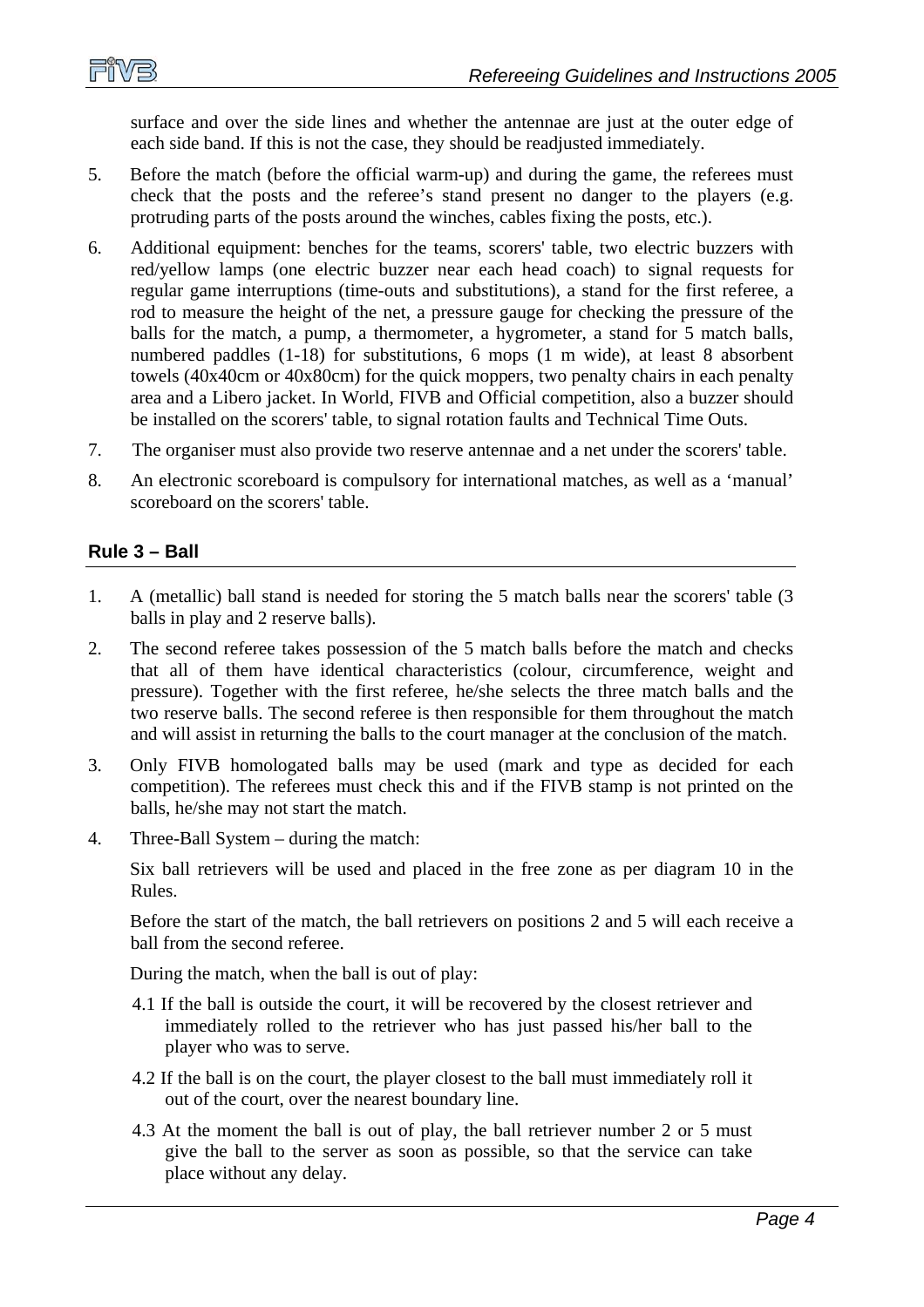surface and over the side lines and whether the antennae are just at the outer edge of each side band. If this is not the case, they should be readjusted immediately.

5. Before the match (before the official warm-up) and during the game, the referees must check that the posts and the referee's stand present no danger to the players (e.g. protruding parts of the posts around the winches, cables fixing the posts, etc.).

6. Additional equipment: benches for the teams, scorers' table, two electric buzzers with red/yellow lamps (one electric buzzer near each head coach) to signal requests for regular game interruptions (time-outs and substitutions), a stand for the first referee, a rod to measure the height of the net, a pressure gauge for checking the pressure of the balls for the match, a pump, a thermometer, a hygrometer, a stand for 5 match balls, numbered paddles (1-18) for substitutions, 6 mops (1 m wide), at least 8 absorbent towels (40x40cm or 40x80cm) for the quick moppers, two penalty chairs in each penalty area and a Libero jacket. In World, FIVB and Official competition, also a buzzer should be installed on the scorers' table, to signal rotation faults and Technical Time Outs.

7. The organiser must also provide two reserve antennae and a net under the scorers' table.

8. An electronic scoreboard is compulsory for international matches, as well as a 'manual' scoreboard on the scorers' table.

## Rule 3 – Ball

1. A (metallic) ball stand is needed for storing the 5 match balls near the scorers' table (3 balls in play and 2 reserve balls).

2. The second referee takes possession of the 5 match balls before the match and checks that all of them have identical characteristics (colour, circumference, weight and pressure). Together with the first referee, he/she selects the three match balls and the two reserve balls. The second referee is then responsible for them throughout the match and will assist in returning the balls to the court manager at the conclusion of the match.

3. Only FIVB homologated balls may be used (mark and type as decided for each competition). The referees must check this and if the FIVB stamp is not printed on the balls, he/she may not start the match.

4. Three-Ball System – during the match:

   Six ball retrievers will be used and placed in the free zone as per diagram 10 in the Rules.

   Before the start of the match, the ball retrievers on positions 2 and 5 will each receive a ball from the second referee.

   During the match, when the ball is out of play:

   4.1 If the ball is outside the court, it will be recovered by the closest retriever and immediately rolled to the retriever who has just passed his/her ball to the player who was to serve.

   4.2 If the ball is on the court, the player closest to the ball must immediately roll it out of the court, over the nearest boundary line.

   4.3 At the moment the ball is out of play, the ball retriever number 2 or 5 must give the ball to the server as soon as possible, so that the service can take place without any delay.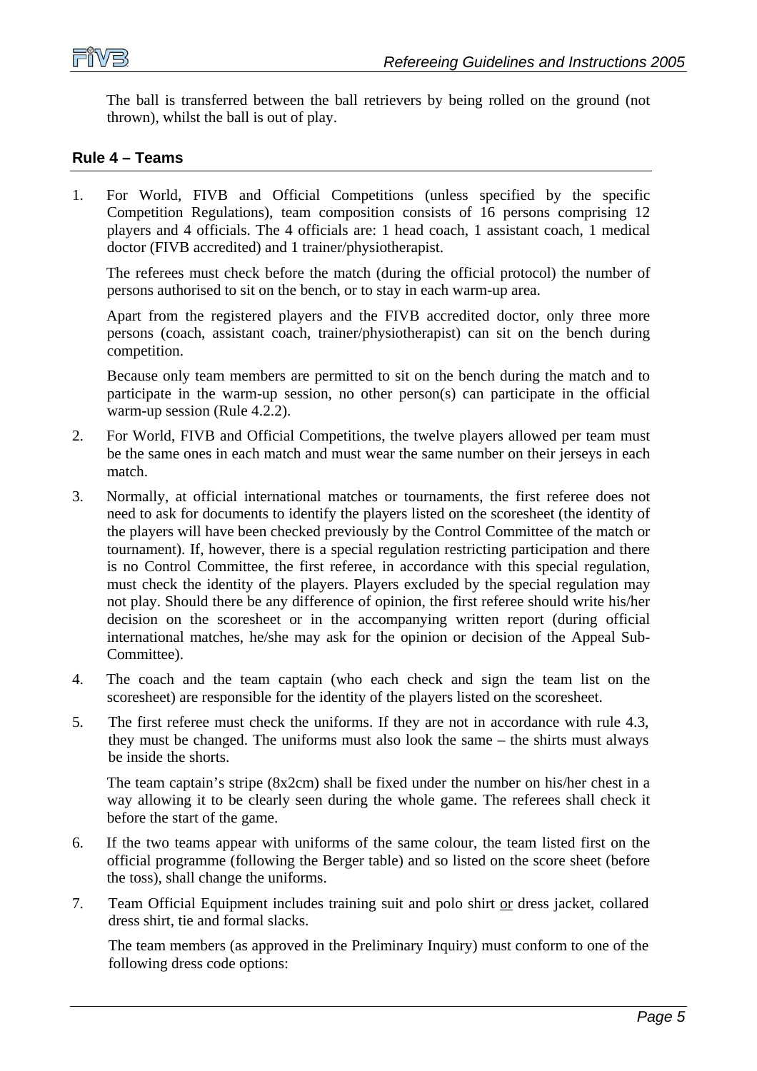The ball is transferred between the ball retrievers by being rolled on the ground (not thrown), whilst the ball is out of play.

## Rule 4 – Teams

1. For World, FIVB and Official Competitions (unless specified by the specific Competition Regulations), team composition consists of 16 persons comprising 12 players and 4 officials. The 4 officials are: 1 head coach, 1 assistant coach, 1 medical doctor (FIVB accredited) and 1 trainer/physiotherapist.

   The referees must check before the match (during the official protocol) the number of persons authorised to sit on the bench, or to stay in each warm-up area.

   Apart from the registered players and the FIVB accredited doctor, only three more persons (coach, assistant coach, trainer/physiotherapist) can sit on the bench during competition.

   Because only team members are permitted to sit on the bench during the match and to participate in the warm-up session, no other person(s) can participate in the official warm-up session (Rule 4.2.2).

2. For World, FIVB and Official Competitions, the twelve players allowed per team must be the same ones in each match and must wear the same number on their jerseys in each match.

3. Normally, at official international matches or tournaments, the first referee does not need to ask for documents to identify the players listed on the scoresheet (the identity of the players will have been checked previously by the Control Committee of the match or tournament). If, however, there is a special regulation restricting participation and there is no Control Committee, the first referee, in accordance with this special regulation, must check the identity of the players. Players excluded by the special regulation may not play. Should there be any difference of opinion, the first referee should write his/her decision on the scoresheet or in the accompanying written report (during official international matches, he/she may ask for the opinion or decision of the Appeal Sub-Committee).

4. The coach and the team captain (who each check and sign the team list on the scoresheet) are responsible for the identity of the players listed on the scoresheet.

5. The first referee must check the uniforms. If they are not in accordance with rule 4.3, they must be changed. The uniforms must also look the same – the shirts must always be inside the shorts.

   The team captain's stripe (8x2cm) shall be fixed under the number on his/her chest in a way allowing it to be clearly seen during the whole game. The referees shall check it before the start of the game.

6. If the two teams appear with uniforms of the same colour, the team listed first on the official programme (following the Berger table) and so listed on the score sheet (before the toss), shall change the uniforms.

7. Team Official Equipment includes training suit and polo shirt <u>or</u> dress jacket, collared dress shirt, tie and formal slacks.

   The team members (as approved in the Preliminary Inquiry) must conform to one of the following dress code options: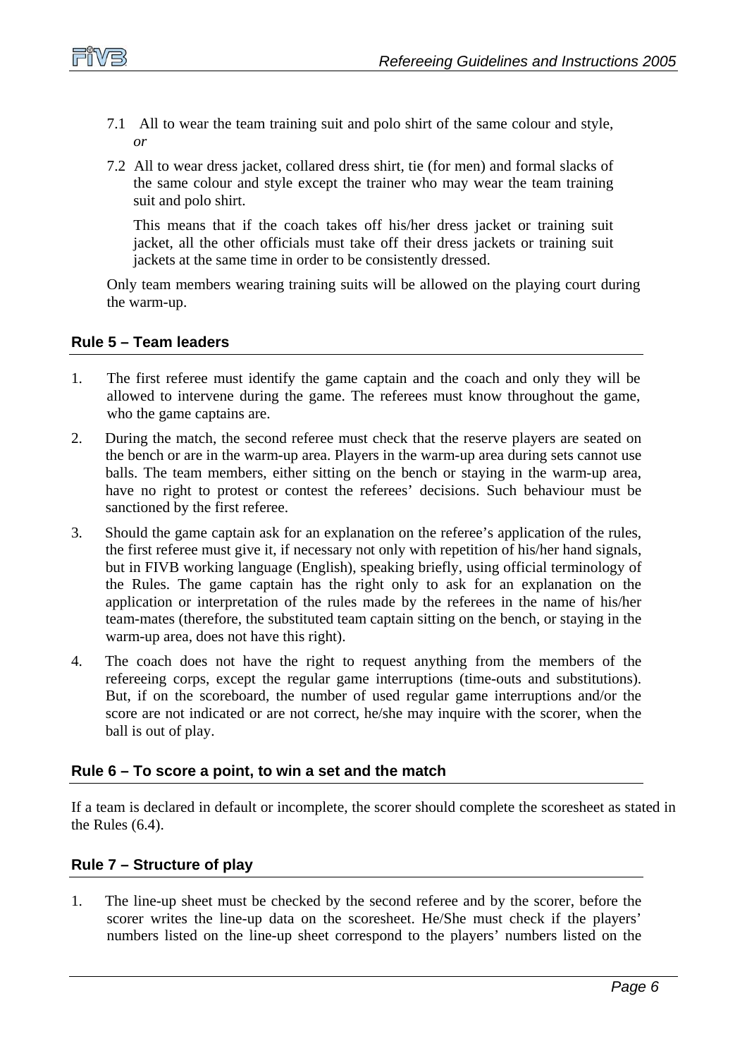7.1 All to wear the team training suit and polo shirt of the same colour and style, *or*

7.2 All to wear dress jacket, collared dress shirt, tie (for men) and formal slacks of the same colour and style except the trainer who may wear the team training suit and polo shirt.

This means that if the coach takes off his/her dress jacket or training suit jacket, all the other officials must take off their dress jackets or training suit jackets at the same time in order to be consistently dressed.

Only team members wearing training suits will be allowed on the playing court during the warm-up.

### Rule 5 – Team leaders

1. The first referee must identify the game captain and the coach and only they will be allowed to intervene during the game. The referees must know throughout the game, who the game captains are.
2. During the match, the second referee must check that the reserve players are seated on the bench or are in the warm-up area. Players in the warm-up area during sets cannot use balls. The team members, either sitting on the bench or staying in the warm-up area, have no right to protest or contest the referees' decisions. Such behaviour must be sanctioned by the first referee.
3. Should the game captain ask for an explanation on the referee's application of the rules, the first referee must give it, if necessary not only with repetition of his/her hand signals, but in FIVB working language (English), speaking briefly, using official terminology of the Rules. The game captain has the right only to ask for an explanation on the application or interpretation of the rules made by the referees in the name of his/her team-mates (therefore, the substituted team captain sitting on the bench, or staying in the warm-up area, does not have this right).
4. The coach does not have the right to request anything from the members of the refereeing corps, except the regular game interruptions (time-outs and substitutions). But, if on the scoreboard, the number of used regular game interruptions and/or the score are not indicated or are not correct, he/she may inquire with the scorer, when the ball is out of play.

### Rule 6 – To score a point, to win a set and the match

If a team is declared in default or incomplete, the scorer should complete the scoresheet as stated in the Rules (6.4).

### Rule 7 – Structure of play

1. The line-up sheet must be checked by the second referee and by the scorer, before the scorer writes the line-up data on the scoresheet. He/She must check if the players' numbers listed on the line-up sheet correspond to the players' numbers listed on the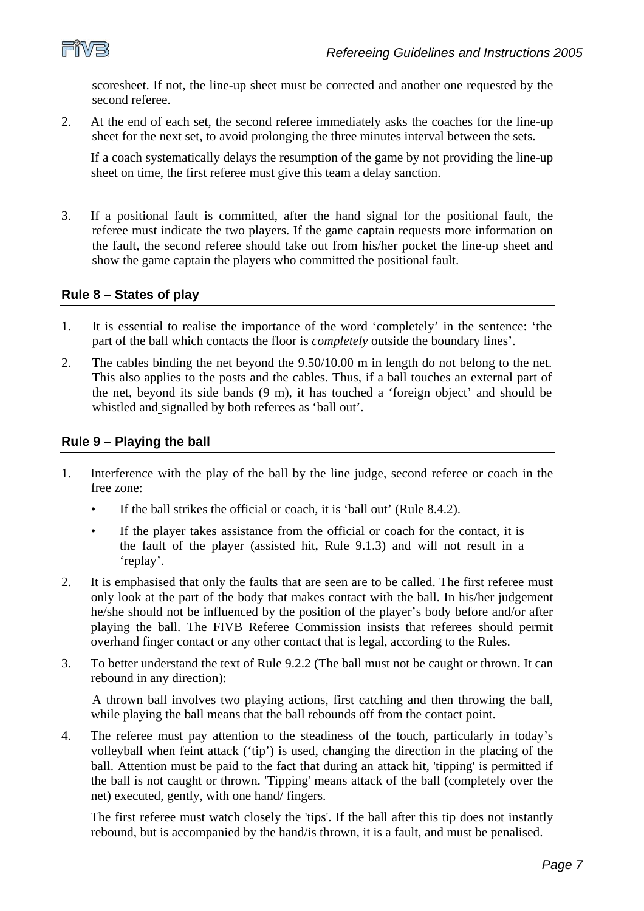scoresheet. If not, the line-up sheet must be corrected and another one requested by the second referee.

2. At the end of each set, the second referee immediately asks the coaches for the line-up sheet for the next set, to avoid prolonging the three minutes interval between the sets.

   If a coach systematically delays the resumption of the game by not providing the line-up sheet on time, the first referee must give this team a delay sanction.

3. If a positional fault is committed, after the hand signal for the positional fault, the referee must indicate the two players. If the game captain requests more information on the fault, the second referee should take out from his/her pocket the line-up sheet and show the game captain the players who committed the positional fault.

## Rule 8 – States of play

1. It is essential to realise the importance of the word 'completely' in the sentence: 'the part of the ball which contacts the floor is *completely* outside the boundary lines'.

2. The cables binding the net beyond the 9.50/10.00 m in length do not belong to the net. This also applies to the posts and the cables. Thus, if a ball touches an external part of the net, beyond its side bands (9 m), it has touched a 'foreign object' and should be whistled and signalled by both referees as 'ball out'.

## Rule 9 – Playing the ball

1. Interference with the play of the ball by the line judge, second referee or coach in the free zone:

   - If the ball strikes the official or coach, it is 'ball out' (Rule 8.4.2).
   - If the player takes assistance from the official or coach for the contact, it is the fault of the player (assisted hit, Rule 9.1.3) and will not result in a 'replay'.

2. It is emphasised that only the faults that are seen are to be called. The first referee must only look at the part of the body that makes contact with the ball. In his/her judgement he/she should not be influenced by the position of the player's body before and/or after playing the ball. The FIVB Referee Commission insists that referees should permit overhand finger contact or any other contact that is legal, according to the Rules.

3. To better understand the text of Rule 9.2.2 (The ball must not be caught or thrown. It can rebound in any direction):

   A thrown ball involves two playing actions, first catching and then throwing the ball, while playing the ball means that the ball rebounds off from the contact point.

4. The referee must pay attention to the steadiness of the touch, particularly in today's volleyball when feint attack ('tip') is used, changing the direction in the placing of the ball. Attention must be paid to the fact that during an attack hit, 'tipping' is permitted if the ball is not caught or thrown. 'Tipping' means attack of the ball (completely over the net) executed, gently, with one hand/ fingers.

   The first referee must watch closely the 'tips'. If the ball after this tip does not instantly rebound, but is accompanied by the hand/is thrown, it is a fault, and must be penalised.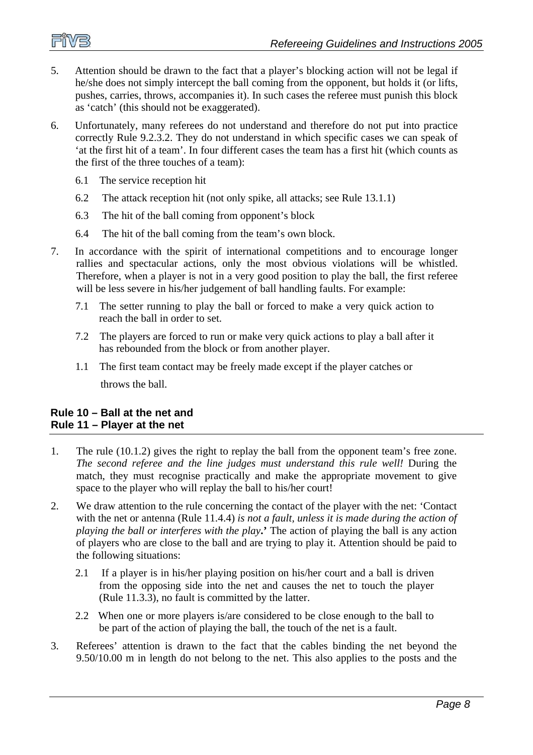5. Attention should be drawn to the fact that a player's blocking action will not be legal if he/she does not simply intercept the ball coming from the opponent, but holds it (or lifts, pushes, carries, throws, accompanies it). In such cases the referee must punish this block as 'catch' (this should not be exaggerated).

6. Unfortunately, many referees do not understand and therefore do not put into practice correctly Rule 9.2.3.2. They do not understand in which specific cases we can speak of 'at the first hit of a team'. In four different cases the team has a first hit (which counts as the first of the three touches of a team):

   6.1 The service reception hit

   6.2 The attack reception hit (not only spike, all attacks; see Rule 13.1.1)

   6.3 The hit of the ball coming from opponent's block

   6.4 The hit of the ball coming from the team's own block.

7. In accordance with the spirit of international competitions and to encourage longer rallies and spectacular actions, only the most obvious violations will be whistled. Therefore, when a player is not in a very good position to play the ball, the first referee will be less severe in his/her judgement of ball handling faults. For example:

   7.1 The setter running to play the ball or forced to make a very quick action to reach the ball in order to set.

   7.2 The players are forced to run or make very quick actions to play a ball after it has rebounded from the block or from another player.

   1.1 The first team contact may be freely made except if the player catches or throws the ball.

## Rule 10 – Ball at the net and Rule 11 – Player at the net

1. The rule (10.1.2) gives the right to replay the ball from the opponent team's free zone. *The second referee and the line judges must understand this rule well!* During the match, they must recognise practically and make the appropriate movement to give space to the player who will replay the ball to his/her court!

2. We draw attention to the rule concerning the contact of the player with the net: 'Contact with the net or antenna (Rule 11.4.4) *is not a fault, unless it is made during the action of playing the ball or interferes with the play*.**'** The action of playing the ball is any action of players who are close to the ball and are trying to play it. Attention should be paid to the following situations:

   2.1 If a player is in his/her playing position on his/her court and a ball is driven from the opposing side into the net and causes the net to touch the player (Rule 11.3.3), no fault is committed by the latter.

   2.2 When one or more players is/are considered to be close enough to the ball to be part of the action of playing the ball, the touch of the net is a fault.

3. Referees' attention is drawn to the fact that the cables binding the net beyond the 9.50/10.00 m in length do not belong to the net. This also applies to the posts and the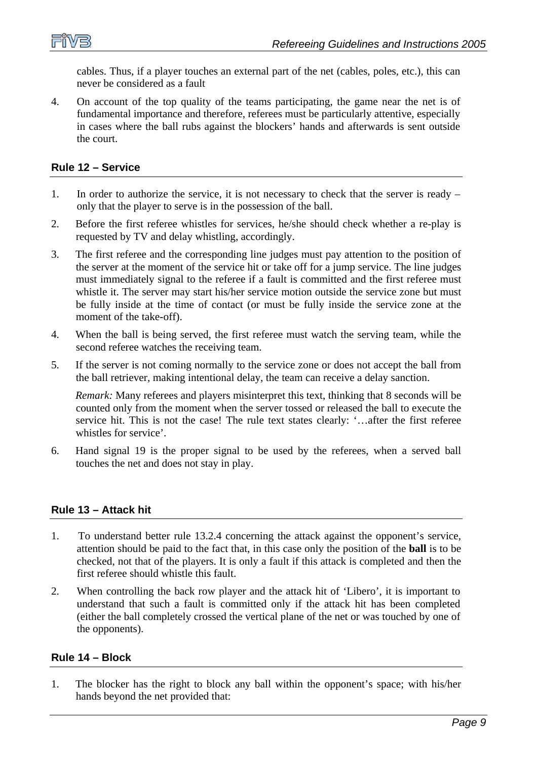cables. Thus, if a player touches an external part of the net (cables, poles, etc.), this can never be considered as a fault

4. On account of the top quality of the teams participating, the game near the net is of fundamental importance and therefore, referees must be particularly attentive, especially in cases where the ball rubs against the blockers' hands and afterwards is sent outside the court.

## Rule 12 – Service

1. In order to authorize the service, it is not necessary to check that the server is ready – only that the player to serve is in the possession of the ball.
2. Before the first referee whistles for services, he/she should check whether a re-play is requested by TV and delay whistling, accordingly.
3. The first referee and the corresponding line judges must pay attention to the position of the server at the moment of the service hit or take off for a jump service. The line judges must immediately signal to the referee if a fault is committed and the first referee must whistle it. The server may start his/her service motion outside the service zone but must be fully inside at the time of contact (or must be fully inside the service zone at the moment of the take-off).
4. When the ball is being served, the first referee must watch the serving team, while the second referee watches the receiving team.
5. If the server is not coming normally to the service zone or does not accept the ball from the ball retriever, making intentional delay, the team can receive a delay sanction.

   *Remark:* Many referees and players misinterpret this text, thinking that 8 seconds will be counted only from the moment when the server tossed or released the ball to execute the service hit. This is not the case! The rule text states clearly: '…after the first referee whistles for service'.
6. Hand signal 19 is the proper signal to be used by the referees, when a served ball touches the net and does not stay in play.

## Rule 13 – Attack hit

1. To understand better rule 13.2.4 concerning the attack against the opponent's service, attention should be paid to the fact that, in this case only the position of the **ball** is to be checked, not that of the players. It is only a fault if this attack is completed and then the first referee should whistle this fault.
2. When controlling the back row player and the attack hit of 'Libero', it is important to understand that such a fault is committed only if the attack hit has been completed (either the ball completely crossed the vertical plane of the net or was touched by one of the opponents).

## Rule 14 – Block

1. The blocker has the right to block any ball within the opponent's space; with his/her hands beyond the net provided that: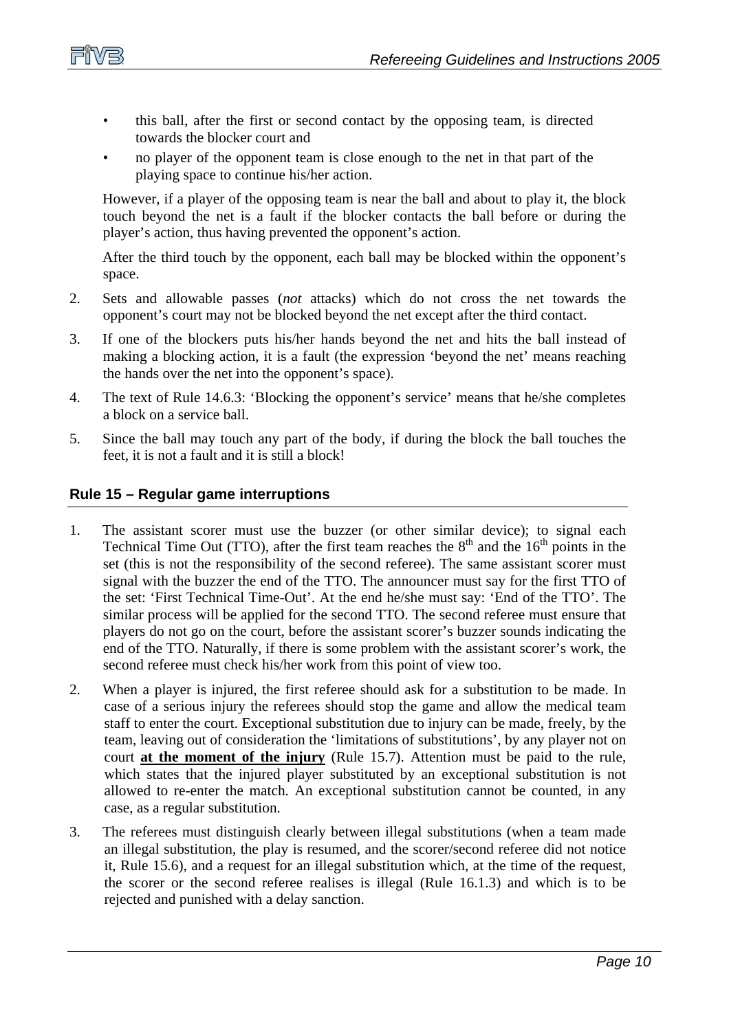- this ball, after the first or second contact by the opposing team, is directed towards the blocker court and
- no player of the opponent team is close enough to the net in that part of the playing space to continue his/her action.

However, if a player of the opposing team is near the ball and about to play it, the block touch beyond the net is a fault if the blocker contacts the ball before or during the player's action, thus having prevented the opponent's action.

After the third touch by the opponent, each ball may be blocked within the opponent's space.

2. Sets and allowable passes (*not* attacks) which do not cross the net towards the opponent's court may not be blocked beyond the net except after the third contact.
3. If one of the blockers puts his/her hands beyond the net and hits the ball instead of making a blocking action, it is a fault (the expression 'beyond the net' means reaching the hands over the net into the opponent's space).
4. The text of Rule 14.6.3: 'Blocking the opponent's service' means that he/she completes a block on a service ball.
5. Since the ball may touch any part of the body, if during the block the ball touches the feet, it is not a fault and it is still a block!

## Rule 15 – Regular game interruptions

1. The assistant scorer must use the buzzer (or other similar device); to signal each Technical Time Out (TTO), after the first team reaches the 8th and the 16th points in the set (this is not the responsibility of the second referee). The same assistant scorer must signal with the buzzer the end of the TTO. The announcer must say for the first TTO of the set: 'First Technical Time-Out'. At the end he/she must say: 'End of the TTO'. The similar process will be applied for the second TTO. The second referee must ensure that players do not go on the court, before the assistant scorer's buzzer sounds indicating the end of the TTO. Naturally, if there is some problem with the assistant scorer's work, the second referee must check his/her work from this point of view too.
2. When a player is injured, the first referee should ask for a substitution to be made. In case of a serious injury the referees should stop the game and allow the medical team staff to enter the court. Exceptional substitution due to injury can be made, freely, by the team, leaving out of consideration the 'limitations of substitutions', by any player not on court **at the moment of the injury** (Rule 15.7). Attention must be paid to the rule, which states that the injured player substituted by an exceptional substitution is not allowed to re-enter the match. An exceptional substitution cannot be counted, in any case, as a regular substitution.
3. The referees must distinguish clearly between illegal substitutions (when a team made an illegal substitution, the play is resumed, and the scorer/second referee did not notice it, Rule 15.6), and a request for an illegal substitution which, at the time of the request, the scorer or the second referee realises is illegal (Rule 16.1.3) and which is to be rejected and punished with a delay sanction.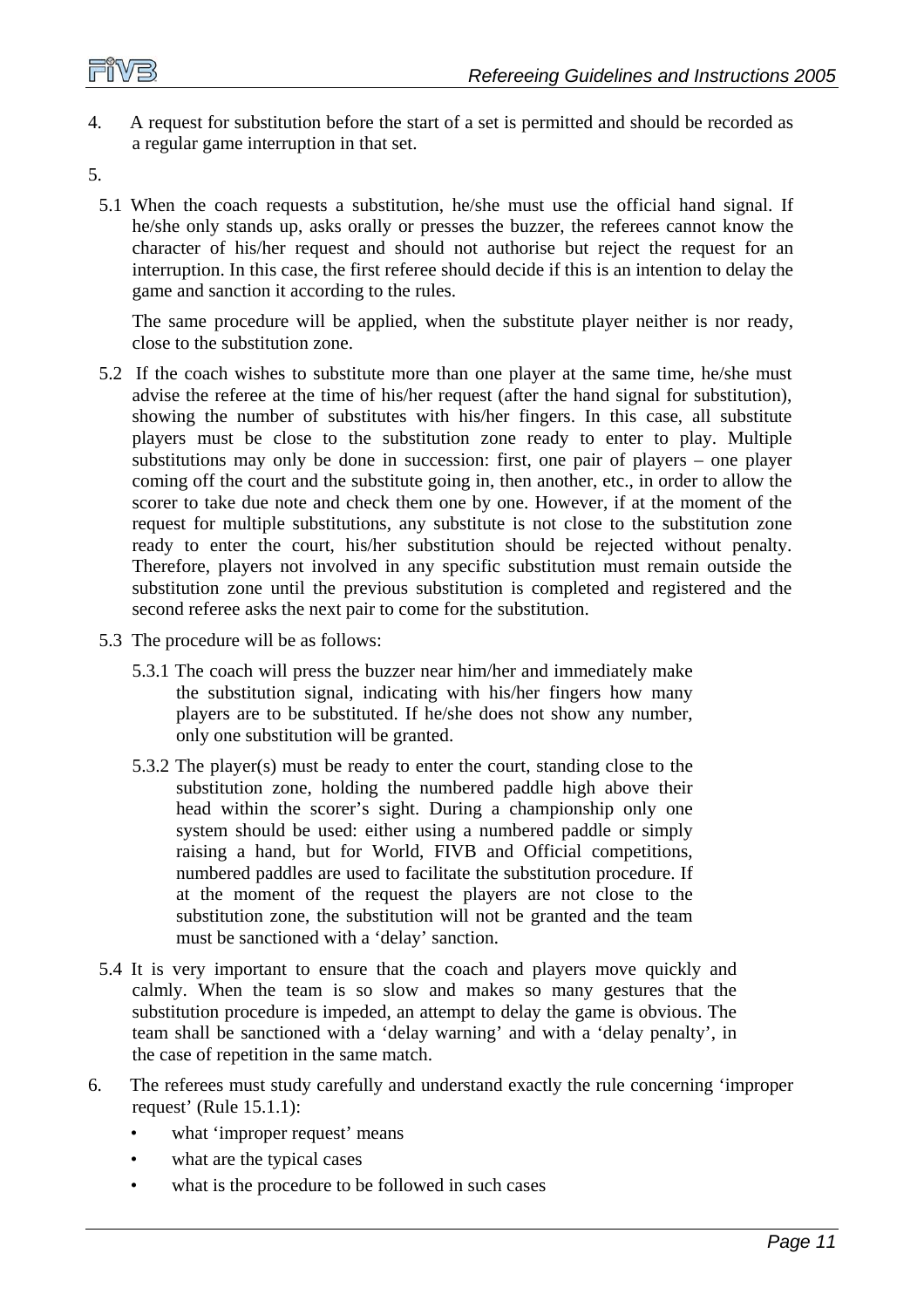4. A request for substitution before the start of a set is permitted and should be recorded as a regular game interruption in that set.

5.

5.1 When the coach requests a substitution, he/she must use the official hand signal. If he/she only stands up, asks orally or presses the buzzer, the referees cannot know the character of his/her request and should not authorise but reject the request for an interruption. In this case, the first referee should decide if this is an intention to delay the game and sanction it according to the rules.

The same procedure will be applied, when the substitute player neither is nor ready, close to the substitution zone.

5.2 If the coach wishes to substitute more than one player at the same time, he/she must advise the referee at the time of his/her request (after the hand signal for substitution), showing the number of substitutes with his/her fingers. In this case, all substitute players must be close to the substitution zone ready to enter to play. Multiple substitutions may only be done in succession: first, one pair of players – one player coming off the court and the substitute going in, then another, etc., in order to allow the scorer to take due note and check them one by one. However, if at the moment of the request for multiple substitutions, any substitute is not close to the substitution zone ready to enter the court, his/her substitution should be rejected without penalty. Therefore, players not involved in any specific substitution must remain outside the substitution zone until the previous substitution is completed and registered and the second referee asks the next pair to come for the substitution.

5.3 The procedure will be as follows:

5.3.1 The coach will press the buzzer near him/her and immediately make the substitution signal, indicating with his/her fingers how many players are to be substituted. If he/she does not show any number, only one substitution will be granted.

5.3.2 The player(s) must be ready to enter the court, standing close to the substitution zone, holding the numbered paddle high above their head within the scorer's sight. During a championship only one system should be used: either using a numbered paddle or simply raising a hand, but for World, FIVB and Official competitions, numbered paddles are used to facilitate the substitution procedure. If at the moment of the request the players are not close to the substitution zone, the substitution will not be granted and the team must be sanctioned with a 'delay' sanction.

5.4 It is very important to ensure that the coach and players move quickly and calmly. When the team is so slow and makes so many gestures that the substitution procedure is impeded, an attempt to delay the game is obvious. The team shall be sanctioned with a 'delay warning' and with a 'delay penalty', in the case of repetition in the same match.

6. The referees must study carefully and understand exactly the rule concerning 'improper request' (Rule 15.1.1):

- what 'improper request' means
- what are the typical cases
- what is the procedure to be followed in such cases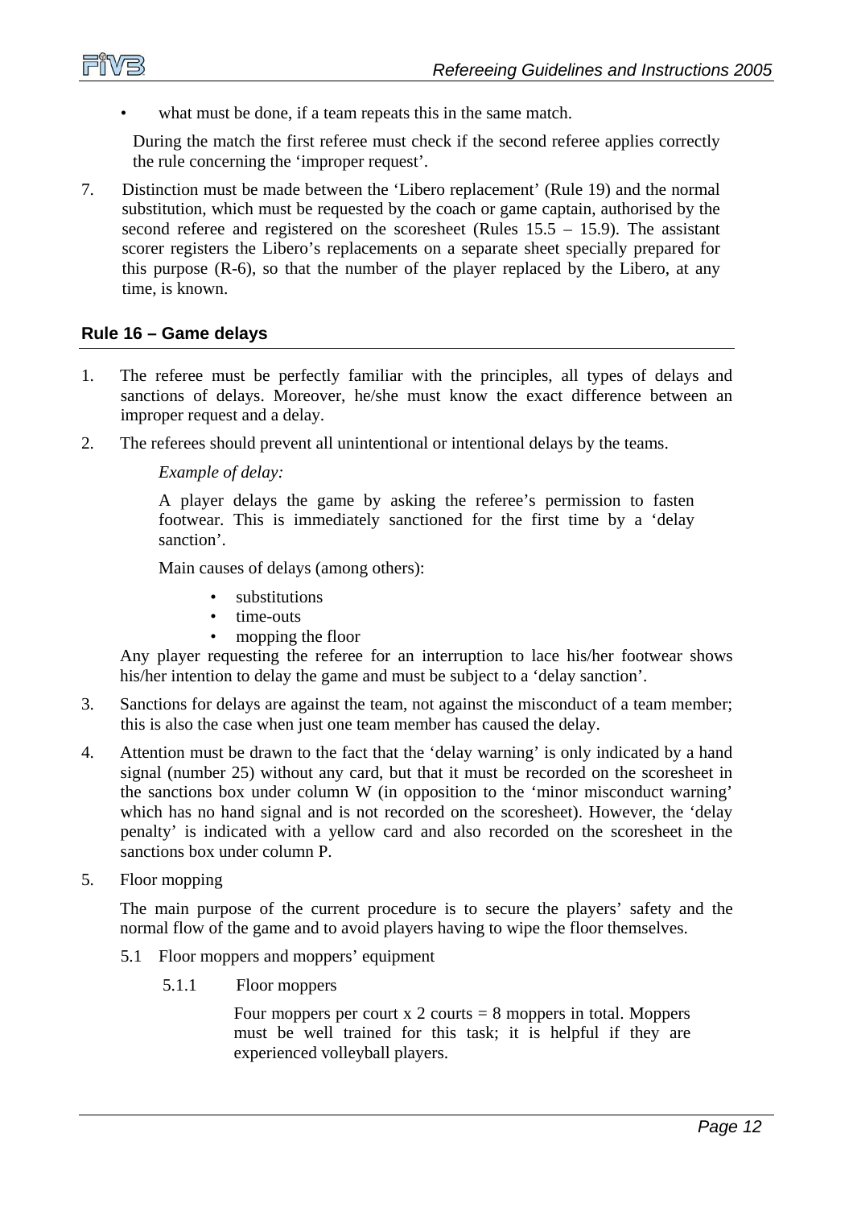- what must be done, if a team repeats this in the same match.

During the match the first referee must check if the second referee applies correctly the rule concerning the 'improper request'.

7. Distinction must be made between the 'Libero replacement' (Rule 19) and the normal substitution, which must be requested by the coach or game captain, authorised by the second referee and registered on the scoresheet (Rules 15.5 – 15.9). The assistant scorer registers the Libero's replacements on a separate sheet specially prepared for this purpose (R-6), so that the number of the player replaced by the Libero, at any time, is known.

## Rule 16 – Game delays

1. The referee must be perfectly familiar with the principles, all types of delays and sanctions of delays. Moreover, he/she must know the exact difference between an improper request and a delay.

2. The referees should prevent all unintentional or intentional delays by the teams.

   *Example of delay:*

   A player delays the game by asking the referee's permission to fasten footwear. This is immediately sanctioned for the first time by a 'delay sanction'.

   Main causes of delays (among others):

   - substitutions
   - time-outs
   - mopping the floor

   Any player requesting the referee for an interruption to lace his/her footwear shows his/her intention to delay the game and must be subject to a 'delay sanction'.

3. Sanctions for delays are against the team, not against the misconduct of a team member; this is also the case when just one team member has caused the delay.

4. Attention must be drawn to the fact that the 'delay warning' is only indicated by a hand signal (number 25) without any card, but that it must be recorded on the scoresheet in the sanctions box under column W (in opposition to the 'minor misconduct warning' which has no hand signal and is not recorded on the scoresheet). However, the 'delay penalty' is indicated with a yellow card and also recorded on the scoresheet in the sanctions box under column P.

5. Floor mopping

   The main purpose of the current procedure is to secure the players' safety and the normal flow of the game and to avoid players having to wipe the floor themselves.

   5.1 Floor moppers and moppers' equipment

   5.1.1 Floor moppers

   Four moppers per court x 2 courts = 8 moppers in total. Moppers must be well trained for this task; it is helpful if they are experienced volleyball players.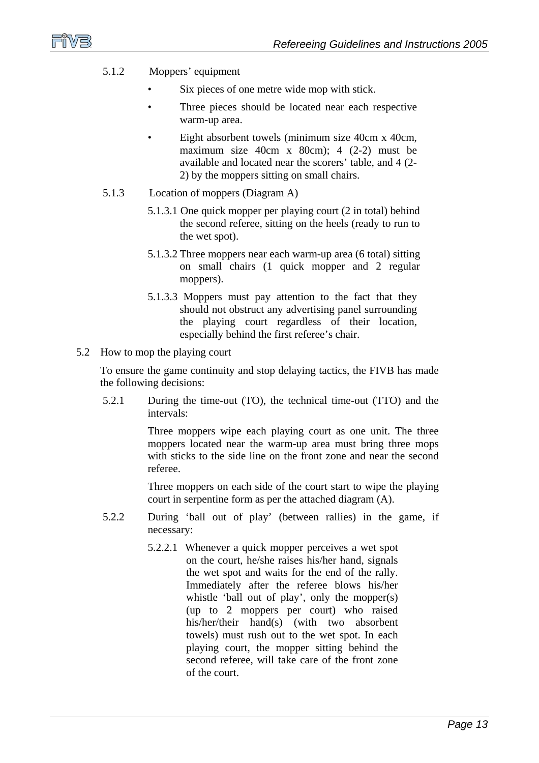5.1.2 Moppers' equipment

- Six pieces of one metre wide mop with stick.
- Three pieces should be located near each respective warm-up area.
- Eight absorbent towels (minimum size 40cm x 40cm, maximum size 40cm x 80cm); 4 (2-2) must be available and located near the scorers' table, and 4 (2-2) by the moppers sitting on small chairs.

5.1.3 Location of moppers (Diagram A)

5.1.3.1 One quick mopper per playing court (2 in total) behind the second referee, sitting on the heels (ready to run to the wet spot).

5.1.3.2 Three moppers near each warm-up area (6 total) sitting on small chairs (1 quick mopper and 2 regular moppers).

5.1.3.3 Moppers must pay attention to the fact that they should not obstruct any advertising panel surrounding the playing court regardless of their location, especially behind the first referee's chair.

5.2 How to mop the playing court

To ensure the game continuity and stop delaying tactics, the FIVB has made the following decisions:

5.2.1 During the time-out (TO), the technical time-out (TTO) and the intervals:

Three moppers wipe each playing court as one unit. The three moppers located near the warm-up area must bring three mops with sticks to the side line on the front zone and near the second referee.

Three moppers on each side of the court start to wipe the playing court in serpentine form as per the attached diagram (A).

5.2.2 During 'ball out of play' (between rallies) in the game, if necessary:

5.2.2.1 Whenever a quick mopper perceives a wet spot on the court, he/she raises his/her hand, signals the wet spot and waits for the end of the rally. Immediately after the referee blows his/her whistle 'ball out of play', only the mopper(s) (up to 2 moppers per court) who raised his/her/their hand(s) (with two absorbent towels) must rush out to the wet spot. In each playing court, the mopper sitting behind the second referee, will take care of the front zone of the court.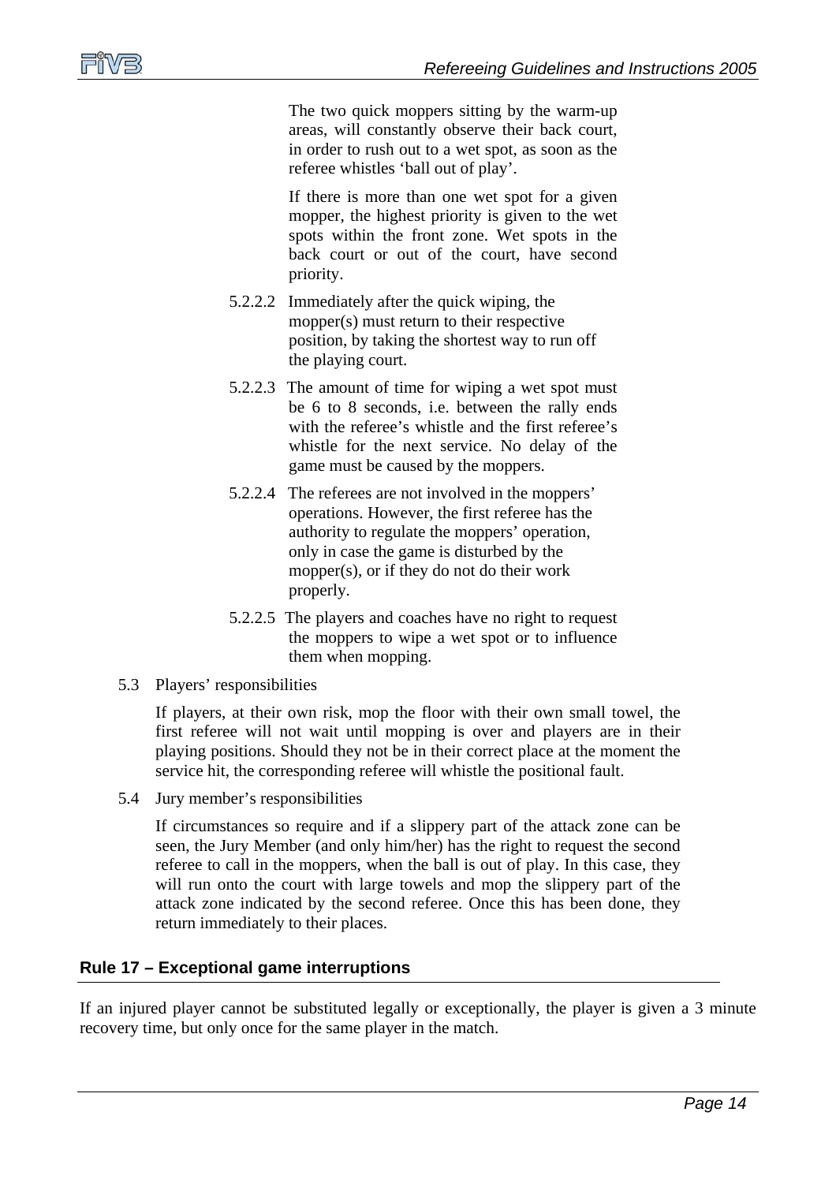The two quick moppers sitting by the warm-up areas, will constantly observe their back court, in order to rush out to a wet spot, as soon as the referee whistles 'ball out of play'.

If there is more than one wet spot for a given mopper, the highest priority is given to the wet spots within the front zone. Wet spots in the back court or out of the court, have second priority.

5.2.2.2 Immediately after the quick wiping, the mopper(s) must return to their respective position, by taking the shortest way to run off the playing court.

5.2.2.3 The amount of time for wiping a wet spot must be 6 to 8 seconds, i.e. between the rally ends with the referee's whistle and the first referee's whistle for the next service. No delay of the game must be caused by the moppers.

5.2.2.4 The referees are not involved in the moppers' operations. However, the first referee has the authority to regulate the moppers' operation, only in case the game is disturbed by the mopper(s), or if they do not do their work properly.

5.2.2.5 The players and coaches have no right to request the moppers to wipe a wet spot or to influence them when mopping.

5.3 Players' responsibilities

If players, at their own risk, mop the floor with their own small towel, the first referee will not wait until mopping is over and players are in their playing positions. Should they not be in their correct place at the moment the service hit, the corresponding referee will whistle the positional fault.

5.4 Jury member's responsibilities

If circumstances so require and if a slippery part of the attack zone can be seen, the Jury Member (and only him/her) has the right to request the second referee to call in the moppers, when the ball is out of play. In this case, they will run onto the court with large towels and mop the slippery part of the attack zone indicated by the second referee. Once this has been done, they return immediately to their places.

## Rule 17 – Exceptional game interruptions

If an injured player cannot be substituted legally or exceptionally, the player is given a 3 minute recovery time, but only once for the same player in the match.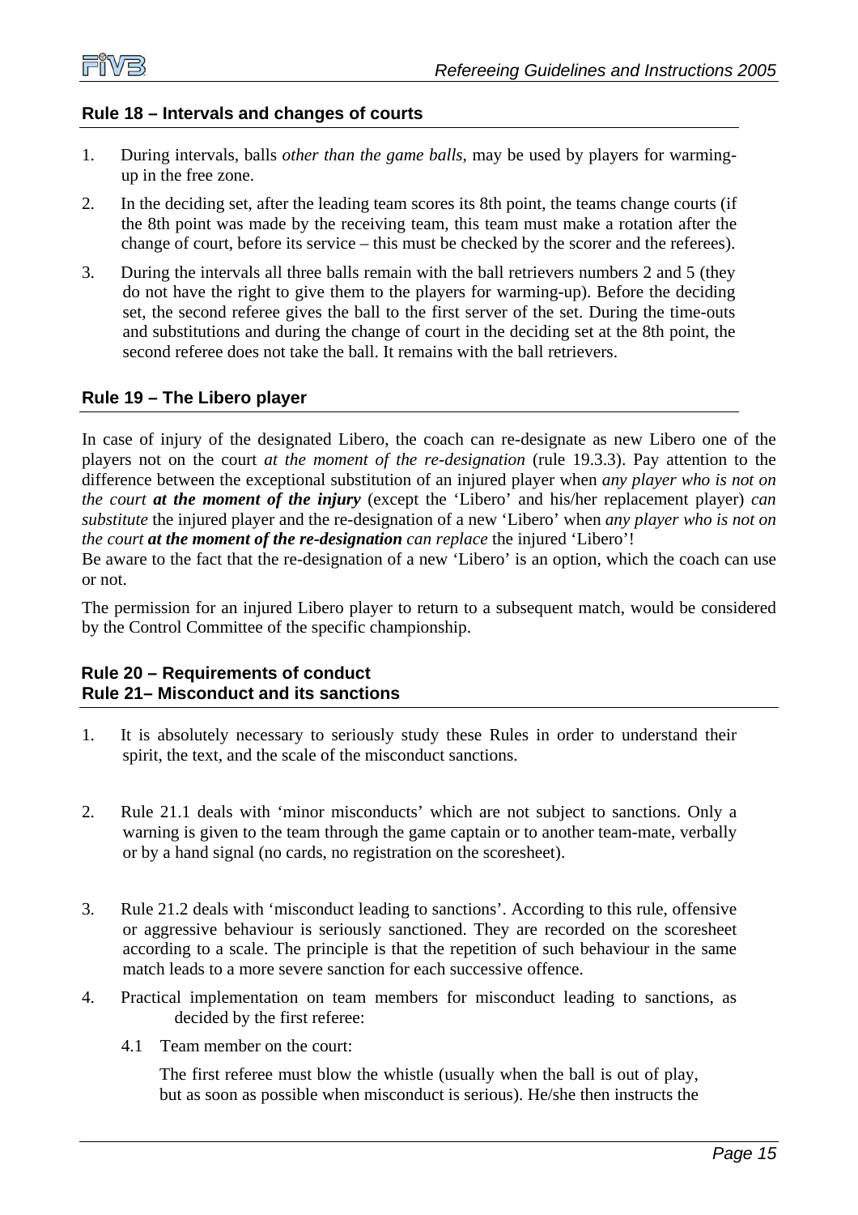## Rule 18 – Intervals and changes of courts

1. During intervals, balls *other than the game balls*, may be used by players for warming-up in the free zone.
2. In the deciding set, after the leading team scores its 8th point, the teams change courts (if the 8th point was made by the receiving team, this team must make a rotation after the change of court, before its service – this must be checked by the scorer and the referees).
3. During the intervals all three balls remain with the ball retrievers numbers 2 and 5 (they do not have the right to give them to the players for warming-up). Before the deciding set, the second referee gives the ball to the first server of the set. During the time-outs and substitutions and during the change of court in the deciding set at the 8th point, the second referee does not take the ball. It remains with the ball retrievers.

## Rule 19 – The Libero player

In case of injury of the designated Libero, the coach can re-designate as new Libero one of the players not on the court *at the moment of the re-designation* (rule 19.3.3). Pay attention to the difference between the exceptional substitution of an injured player when *any player who is not on the court* ***at the moment of the injury*** (except the 'Libero' and his/her replacement player) *can substitute* the injured player and the re-designation of a new 'Libero' when *any player who is not on the court* ***at the moment of the re-designation*** *can replace* the injured 'Libero'!
Be aware to the fact that the re-designation of a new 'Libero' is an option, which the coach can use or not.

The permission for an injured Libero player to return to a subsequent match, would be considered by the Control Committee of the specific championship.

## Rule 20 – Requirements of conduct
## Rule 21– Misconduct and its sanctions

1. It is absolutely necessary to seriously study these Rules in order to understand their spirit, the text, and the scale of the misconduct sanctions.
2. Rule 21.1 deals with 'minor misconducts' which are not subject to sanctions. Only a warning is given to the team through the game captain or to another team-mate, verbally or by a hand signal (no cards, no registration on the scoresheet).
3. Rule 21.2 deals with 'misconduct leading to sanctions'. According to this rule, offensive or aggressive behaviour is seriously sanctioned. They are recorded on the scoresheet according to a scale. The principle is that the repetition of such behaviour in the same match leads to a more severe sanction for each successive offence.
4. Practical implementation on team members for misconduct leading to sanctions, as decided by the first referee:

   4.1 Team member on the court:

   The first referee must blow the whistle (usually when the ball is out of play, but as soon as possible when misconduct is serious). He/she then instructs the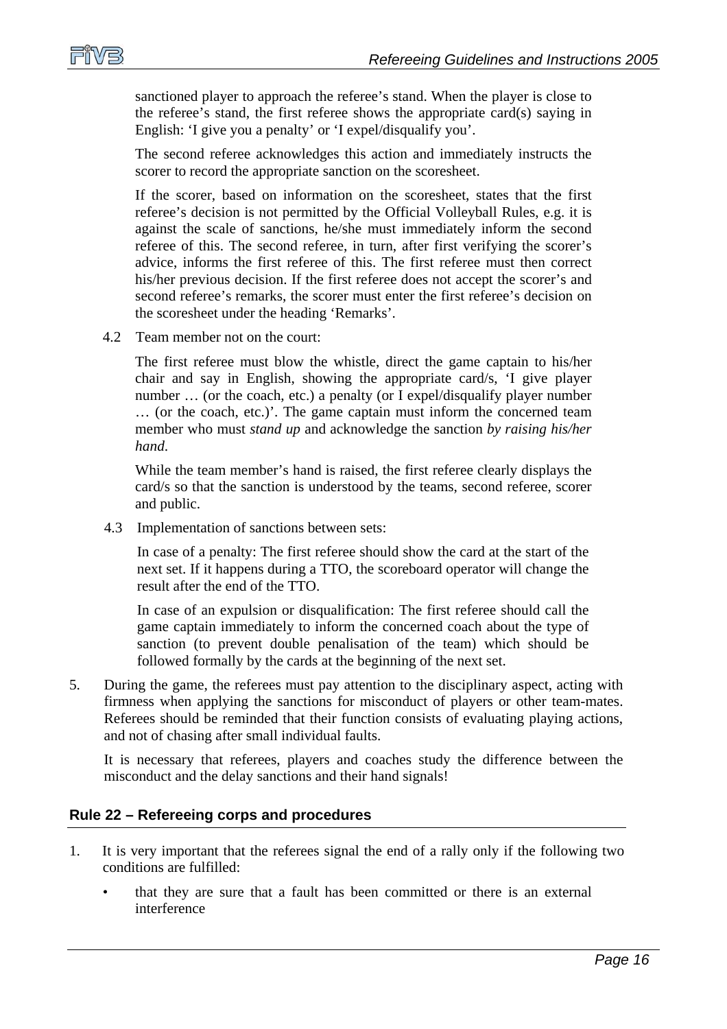sanctioned player to approach the referee's stand. When the player is close to the referee's stand, the first referee shows the appropriate card(s) saying in English: 'I give you a penalty' or 'I expel/disqualify you'.

The second referee acknowledges this action and immediately instructs the scorer to record the appropriate sanction on the scoresheet.

If the scorer, based on information on the scoresheet, states that the first referee's decision is not permitted by the Official Volleyball Rules, e.g. it is against the scale of sanctions, he/she must immediately inform the second referee of this. The second referee, in turn, after first verifying the scorer's advice, informs the first referee of this. The first referee must then correct his/her previous decision. If the first referee does not accept the scorer's and second referee's remarks, the scorer must enter the first referee's decision on the scoresheet under the heading 'Remarks'.

4.2 Team member not on the court:

The first referee must blow the whistle, direct the game captain to his/her chair and say in English, showing the appropriate card/s, 'I give player number … (or the coach, etc.) a penalty (or I expel/disqualify player number … (or the coach, etc.)'. The game captain must inform the concerned team member who must *stand up* and acknowledge the sanction *by raising his/her hand.*

While the team member's hand is raised, the first referee clearly displays the card/s so that the sanction is understood by the teams, second referee, scorer and public.

4.3 Implementation of sanctions between sets:

In case of a penalty: The first referee should show the card at the start of the next set. If it happens during a TTO, the scoreboard operator will change the result after the end of the TTO.

In case of an expulsion or disqualification: The first referee should call the game captain immediately to inform the concerned coach about the type of sanction (to prevent double penalisation of the team) which should be followed formally by the cards at the beginning of the next set.

5. During the game, the referees must pay attention to the disciplinary aspect, acting with firmness when applying the sanctions for misconduct of players or other team-mates. Referees should be reminded that their function consists of evaluating playing actions, and not of chasing after small individual faults.

   It is necessary that referees, players and coaches study the difference between the misconduct and the delay sanctions and their hand signals!

## Rule 22 – Refereeing corps and procedures

1. It is very important that the referees signal the end of a rally only if the following two conditions are fulfilled:

   - that they are sure that a fault has been committed or there is an external interference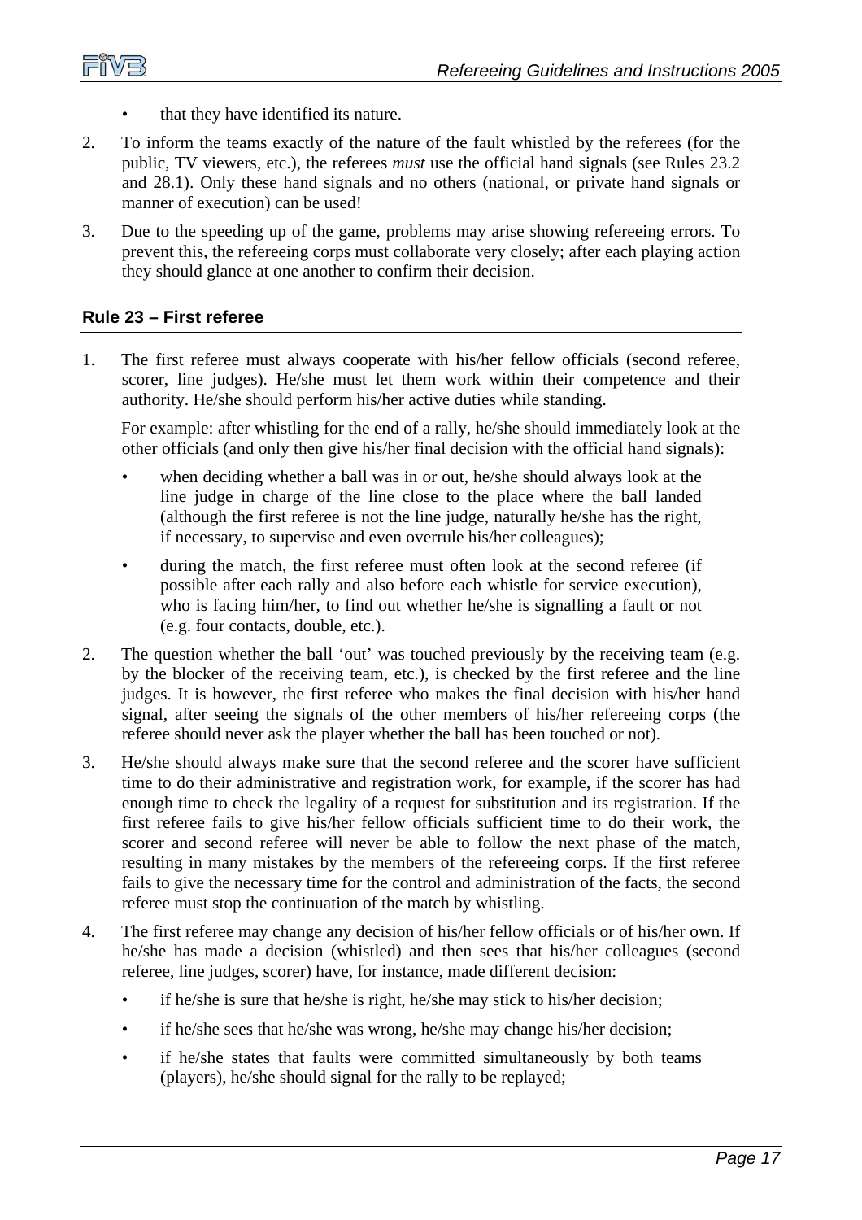- that they have identified its nature.

2. To inform the teams exactly of the nature of the fault whistled by the referees (for the public, TV viewers, etc.), the referees *must* use the official hand signals (see Rules 23.2 and 28.1). Only these hand signals and no others (national, or private hand signals or manner of execution) can be used!

3. Due to the speeding up of the game, problems may arise showing refereeing errors. To prevent this, the refereeing corps must collaborate very closely; after each playing action they should glance at one another to confirm their decision.

## Rule 23 – First referee

1. The first referee must always cooperate with his/her fellow officials (second referee, scorer, line judges). He/she must let them work within their competence and their authority. He/she should perform his/her active duties while standing.

   For example: after whistling for the end of a rally, he/she should immediately look at the other officials (and only then give his/her final decision with the official hand signals):

   - when deciding whether a ball was in or out, he/she should always look at the line judge in charge of the line close to the place where the ball landed (although the first referee is not the line judge, naturally he/she has the right, if necessary, to supervise and even overrule his/her colleagues);
   - during the match, the first referee must often look at the second referee (if possible after each rally and also before each whistle for service execution), who is facing him/her, to find out whether he/she is signalling a fault or not (e.g. four contacts, double, etc.).

2. The question whether the ball 'out' was touched previously by the receiving team (e.g. by the blocker of the receiving team, etc.), is checked by the first referee and the line judges. It is however, the first referee who makes the final decision with his/her hand signal, after seeing the signals of the other members of his/her refereeing corps (the referee should never ask the player whether the ball has been touched or not).

3. He/she should always make sure that the second referee and the scorer have sufficient time to do their administrative and registration work, for example, if the scorer has had enough time to check the legality of a request for substitution and its registration. If the first referee fails to give his/her fellow officials sufficient time to do their work, the scorer and second referee will never be able to follow the next phase of the match, resulting in many mistakes by the members of the refereeing corps. If the first referee fails to give the necessary time for the control and administration of the facts, the second referee must stop the continuation of the match by whistling.

4. The first referee may change any decision of his/her fellow officials or of his/her own. If he/she has made a decision (whistled) and then sees that his/her colleagues (second referee, line judges, scorer) have, for instance, made different decision:

   - if he/she is sure that he/she is right, he/she may stick to his/her decision;
   - if he/she sees that he/she was wrong, he/she may change his/her decision;
   - if he/she states that faults were committed simultaneously by both teams (players), he/she should signal for the rally to be replayed;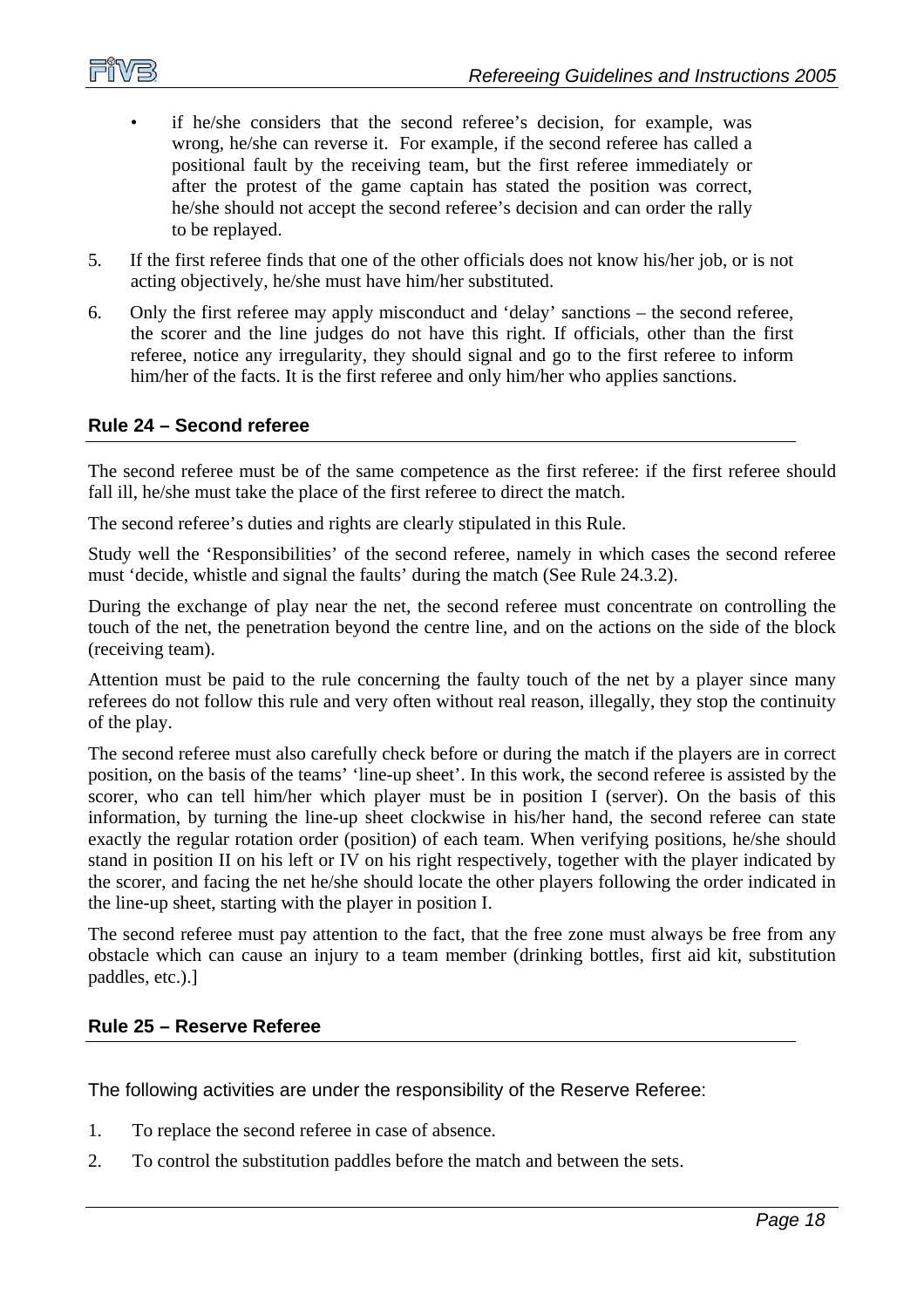- if he/she considers that the second referee's decision, for example, was wrong, he/she can reverse it. For example, if the second referee has called a positional fault by the receiving team, but the first referee immediately or after the protest of the game captain has stated the position was correct, he/she should not accept the second referee's decision and can order the rally to be replayed.

5. If the first referee finds that one of the other officials does not know his/her job, or is not acting objectively, he/she must have him/her substituted.

6. Only the first referee may apply misconduct and 'delay' sanctions – the second referee, the scorer and the line judges do not have this right. If officials, other than the first referee, notice any irregularity, they should signal and go to the first referee to inform him/her of the facts. It is the first referee and only him/her who applies sanctions.

## Rule 24 – Second referee

The second referee must be of the same competence as the first referee: if the first referee should fall ill, he/she must take the place of the first referee to direct the match.

The second referee's duties and rights are clearly stipulated in this Rule.

Study well the 'Responsibilities' of the second referee, namely in which cases the second referee must 'decide, whistle and signal the faults' during the match (See Rule 24.3.2).

During the exchange of play near the net, the second referee must concentrate on controlling the touch of the net, the penetration beyond the centre line, and on the actions on the side of the block (receiving team).

Attention must be paid to the rule concerning the faulty touch of the net by a player since many referees do not follow this rule and very often without real reason, illegally, they stop the continuity of the play.

The second referee must also carefully check before or during the match if the players are in correct position, on the basis of the teams' 'line-up sheet'. In this work, the second referee is assisted by the scorer, who can tell him/her which player must be in position I (server). On the basis of this information, by turning the line-up sheet clockwise in his/her hand, the second referee can state exactly the regular rotation order (position) of each team. When verifying positions, he/she should stand in position II on his left or IV on his right respectively, together with the player indicated by the scorer, and facing the net he/she should locate the other players following the order indicated in the line-up sheet, starting with the player in position I.

The second referee must pay attention to the fact, that the free zone must always be free from any obstacle which can cause an injury to a team member (drinking bottles, first aid kit, substitution paddles, etc.).]

## Rule 25 – Reserve Referee

The following activities are under the responsibility of the Reserve Referee:

1. To replace the second referee in case of absence.

2. To control the substitution paddles before the match and between the sets.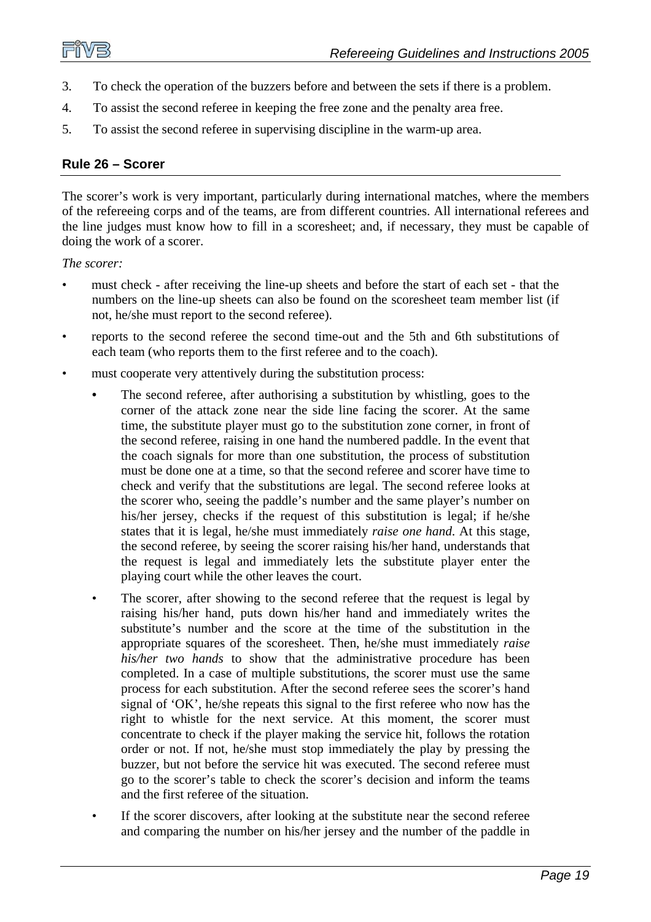3. To check the operation of the buzzers before and between the sets if there is a problem.
4. To assist the second referee in keeping the free zone and the penalty area free.
5. To assist the second referee in supervising discipline in the warm-up area.

### Rule 26 – Scorer

The scorer's work is very important, particularly during international matches, where the members of the refereeing corps and of the teams, are from different countries. All international referees and the line judges must know how to fill in a scoresheet; and, if necessary, they must be capable of doing the work of a scorer.

*The scorer:*

- must check - after receiving the line-up sheets and before the start of each set - that the numbers on the line-up sheets can also be found on the scoresheet team member list (if not, he/she must report to the second referee).
- reports to the second referee the second time-out and the 5th and 6th substitutions of each team (who reports them to the first referee and to the coach).
- must cooperate very attentively during the substitution process:
  - The second referee, after authorising a substitution by whistling, goes to the corner of the attack zone near the side line facing the scorer. At the same time, the substitute player must go to the substitution zone corner, in front of the second referee, raising in one hand the numbered paddle. In the event that the coach signals for more than one substitution, the process of substitution must be done one at a time, so that the second referee and scorer have time to check and verify that the substitutions are legal. The second referee looks at the scorer who, seeing the paddle's number and the same player's number on his/her jersey, checks if the request of this substitution is legal; if he/she states that it is legal, he/she must immediately *raise one hand*. At this stage, the second referee, by seeing the scorer raising his/her hand, understands that the request is legal and immediately lets the substitute player enter the playing court while the other leaves the court.
  - The scorer, after showing to the second referee that the request is legal by raising his/her hand, puts down his/her hand and immediately writes the substitute's number and the score at the time of the substitution in the appropriate squares of the scoresheet. Then, he/she must immediately *raise his/her two hands* to show that the administrative procedure has been completed. In a case of multiple substitutions, the scorer must use the same process for each substitution. After the second referee sees the scorer's hand signal of 'OK', he/she repeats this signal to the first referee who now has the right to whistle for the next service. At this moment, the scorer must concentrate to check if the player making the service hit, follows the rotation order or not. If not, he/she must stop immediately the play by pressing the buzzer, but not before the service hit was executed. The second referee must go to the scorer's table to check the scorer's decision and inform the teams and the first referee of the situation.
  - If the scorer discovers, after looking at the substitute near the second referee and comparing the number on his/her jersey and the number of the paddle in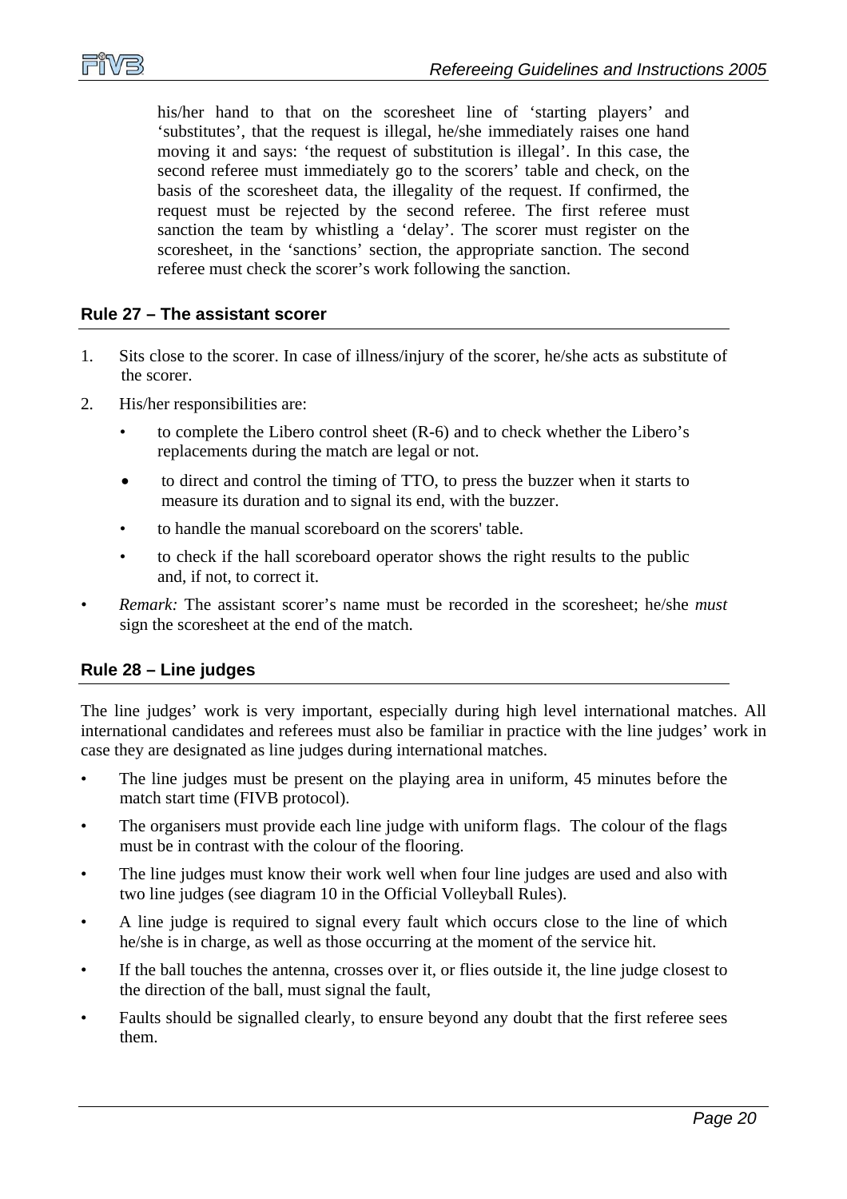his/her hand to that on the scoresheet line of 'starting players' and 'substitutes', that the request is illegal, he/she immediately raises one hand moving it and says: 'the request of substitution is illegal'. In this case, the second referee must immediately go to the scorers' table and check, on the basis of the scoresheet data, the illegality of the request. If confirmed, the request must be rejected by the second referee. The first referee must sanction the team by whistling a 'delay'. The scorer must register on the scoresheet, in the 'sanctions' section, the appropriate sanction. The second referee must check the scorer's work following the sanction.

## Rule 27 – The assistant scorer

1. Sits close to the scorer. In case of illness/injury of the scorer, he/she acts as substitute of the scorer.
2. His/her responsibilities are:
   - to complete the Libero control sheet (R-6) and to check whether the Libero's replacements during the match are legal or not.
   - to direct and control the timing of TTO, to press the buzzer when it starts to measure its duration and to signal its end, with the buzzer.
   - to handle the manual scoreboard on the scorers' table.
   - to check if the hall scoreboard operator shows the right results to the public and, if not, to correct it.

- *Remark:* The assistant scorer's name must be recorded in the scoresheet; he/she *must* sign the scoresheet at the end of the match.

## Rule 28 – Line judges

The line judges' work is very important, especially during high level international matches. All international candidates and referees must also be familiar in practice with the line judges' work in case they are designated as line judges during international matches.

- The line judges must be present on the playing area in uniform, 45 minutes before the match start time (FIVB protocol).
- The organisers must provide each line judge with uniform flags. The colour of the flags must be in contrast with the colour of the flooring.
- The line judges must know their work well when four line judges are used and also with two line judges (see diagram 10 in the Official Volleyball Rules).
- A line judge is required to signal every fault which occurs close to the line of which he/she is in charge, as well as those occurring at the moment of the service hit.
- If the ball touches the antenna, crosses over it, or flies outside it, the line judge closest to the direction of the ball, must signal the fault,
- Faults should be signalled clearly, to ensure beyond any doubt that the first referee sees them.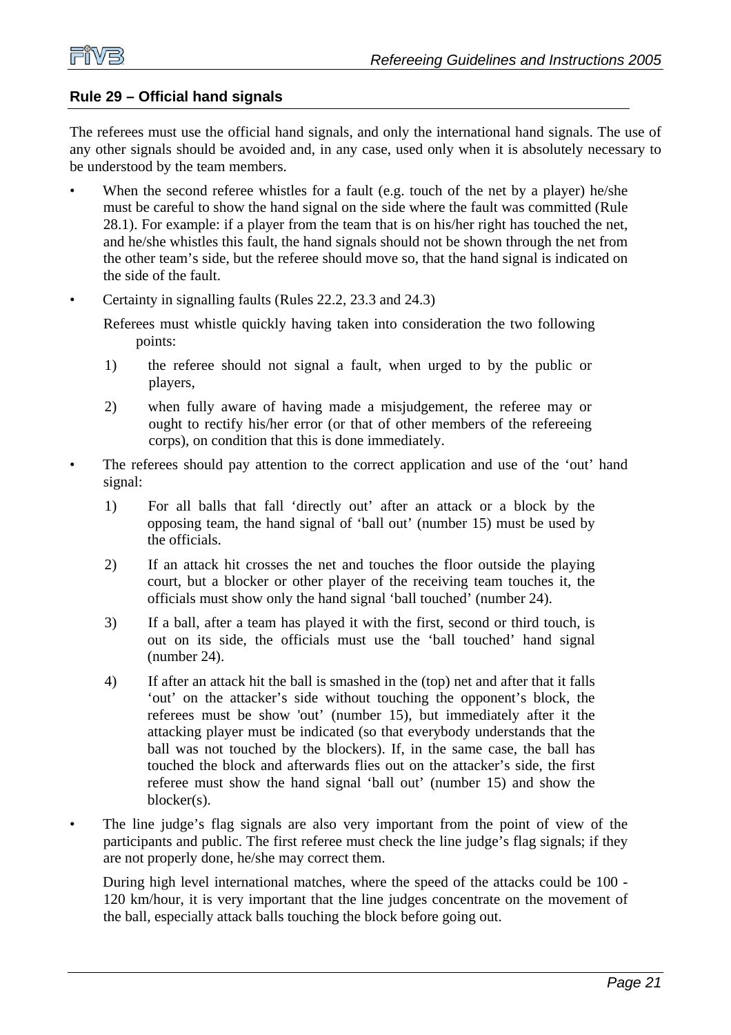## Rule 29 – Official hand signals

The referees must use the official hand signals, and only the international hand signals. The use of any other signals should be avoided and, in any case, used only when it is absolutely necessary to be understood by the team members.

- When the second referee whistles for a fault (e.g. touch of the net by a player) he/she must be careful to show the hand signal on the side where the fault was committed (Rule 28.1). For example: if a player from the team that is on his/her right has touched the net, and he/she whistles this fault, the hand signals should not be shown through the net from the other team's side, but the referee should move so, that the hand signal is indicated on the side of the fault.
- Certainty in signalling faults (Rules 22.2, 23.3 and 24.3)

  Referees must whistle quickly having taken into consideration the two following points:

  1) the referee should not signal a fault, when urged to by the public or players,
  2) when fully aware of having made a misjudgement, the referee may or ought to rectify his/her error (or that of other members of the refereeing corps), on condition that this is done immediately.

- The referees should pay attention to the correct application and use of the 'out' hand signal:

  1) For all balls that fall 'directly out' after an attack or a block by the opposing team, the hand signal of 'ball out' (number 15) must be used by the officials.
  2) If an attack hit crosses the net and touches the floor outside the playing court, but a blocker or other player of the receiving team touches it, the officials must show only the hand signal 'ball touched' (number 24).
  3) If a ball, after a team has played it with the first, second or third touch, is out on its side, the officials must use the 'ball touched' hand signal (number 24).
  4) If after an attack hit the ball is smashed in the (top) net and after that it falls 'out' on the attacker's side without touching the opponent's block, the referees must be show 'out' (number 15), but immediately after it the attacking player must be indicated (so that everybody understands that the ball was not touched by the blockers). If, in the same case, the ball has touched the block and afterwards flies out on the attacker's side, the first referee must show the hand signal 'ball out' (number 15) and show the blocker(s).

- The line judge's flag signals are also very important from the point of view of the participants and public. The first referee must check the line judge's flag signals; if they are not properly done, he/she may correct them.

  During high level international matches, where the speed of the attacks could be 100 - 120 km/hour, it is very important that the line judges concentrate on the movement of the ball, especially attack balls touching the block before going out.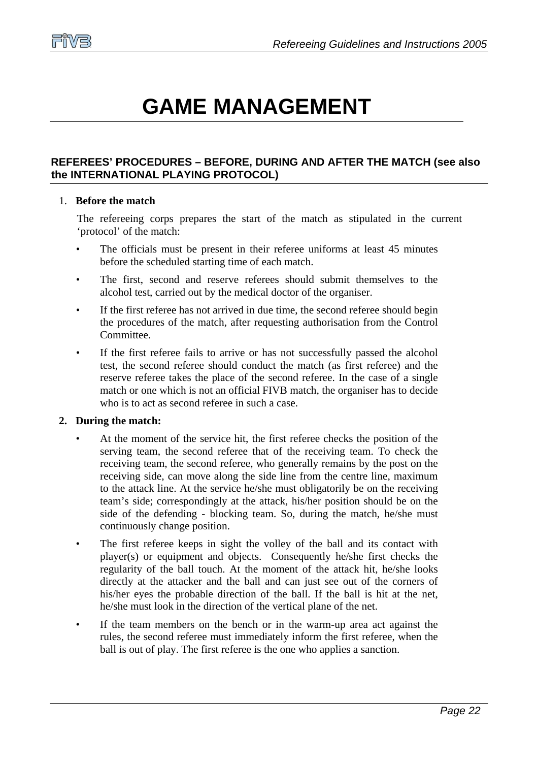# GAME MANAGEMENT

## REFEREES' PROCEDURES – BEFORE, DURING AND AFTER THE MATCH (see also the INTERNATIONAL PLAYING PROTOCOL)

1. **Before the match**

   The refereeing corps prepares the start of the match as stipulated in the current 'protocol' of the match:

   - The officials must be present in their referee uniforms at least 45 minutes before the scheduled starting time of each match.
   - The first, second and reserve referees should submit themselves to the alcohol test, carried out by the medical doctor of the organiser.
   - If the first referee has not arrived in due time, the second referee should begin the procedures of the match, after requesting authorisation from the Control Committee.
   - If the first referee fails to arrive or has not successfully passed the alcohol test, the second referee should conduct the match (as first referee) and the reserve referee takes the place of the second referee. In the case of a single match or one which is not an official FIVB match, the organiser has to decide who is to act as second referee in such a case.

2. **During the match:**

   - At the moment of the service hit, the first referee checks the position of the serving team, the second referee that of the receiving team. To check the receiving team, the second referee, who generally remains by the post on the receiving side, can move along the side line from the centre line, maximum to the attack line. At the service he/she must obligatorily be on the receiving team's side; correspondingly at the attack, his/her position should be on the side of the defending - blocking team. So, during the match, he/she must continuously change position.
   - The first referee keeps in sight the volley of the ball and its contact with player(s) or equipment and objects. Consequently he/she first checks the regularity of the ball touch. At the moment of the attack hit, he/she looks directly at the attacker and the ball and can just see out of the corners of his/her eyes the probable direction of the ball. If the ball is hit at the net, he/she must look in the direction of the vertical plane of the net.
   - If the team members on the bench or in the warm-up area act against the rules, the second referee must immediately inform the first referee, when the ball is out of play. The first referee is the one who applies a sanction.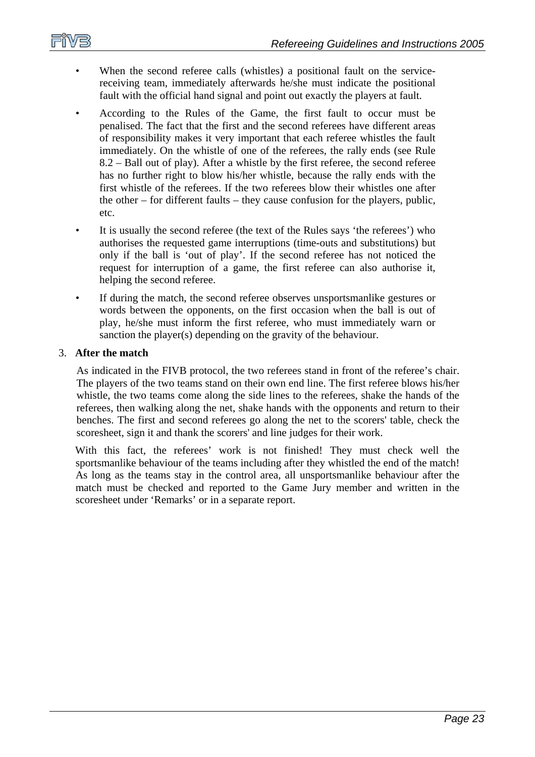- When the second referee calls (whistles) a positional fault on the service-receiving team, immediately afterwards he/she must indicate the positional fault with the official hand signal and point out exactly the players at fault.
- According to the Rules of the Game, the first fault to occur must be penalised. The fact that the first and the second referees have different areas of responsibility makes it very important that each referee whistles the fault immediately. On the whistle of one of the referees, the rally ends (see Rule 8.2 – Ball out of play). After a whistle by the first referee, the second referee has no further right to blow his/her whistle, because the rally ends with the first whistle of the referees. If the two referees blow their whistles one after the other – for different faults – they cause confusion for the players, public, etc.
- It is usually the second referee (the text of the Rules says 'the referees') who authorises the requested game interruptions (time-outs and substitutions) but only if the ball is 'out of play'. If the second referee has not noticed the request for interruption of a game, the first referee can also authorise it, helping the second referee.
- If during the match, the second referee observes unsportsmanlike gestures or words between the opponents, on the first occasion when the ball is out of play, he/she must inform the first referee, who must immediately warn or sanction the player(s) depending on the gravity of the behaviour.

3. **After the match**

As indicated in the FIVB protocol, the two referees stand in front of the referee's chair. The players of the two teams stand on their own end line. The first referee blows his/her whistle, the two teams come along the side lines to the referees, shake the hands of the referees, then walking along the net, shake hands with the opponents and return to their benches. The first and second referees go along the net to the scorers' table, check the scoresheet, sign it and thank the scorers' and line judges for their work.

With this fact, the referees' work is not finished! They must check well the sportsmanlike behaviour of the teams including after they whistled the end of the match! As long as the teams stay in the control area, all unsportsmanlike behaviour after the match must be checked and reported to the Game Jury member and written in the scoresheet under 'Remarks' or in a separate report.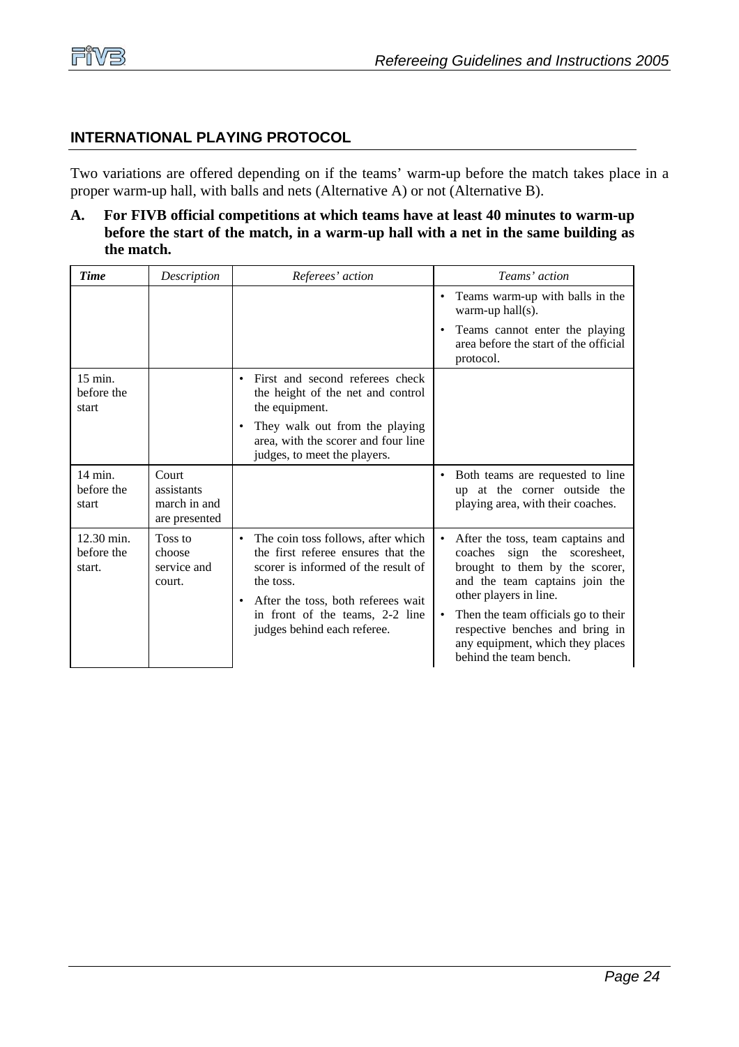## INTERNATIONAL PLAYING PROTOCOL

Two variations are offered depending on if the teams' warm-up before the match takes place in a proper warm-up hall, with balls and nets (Alternative A) or not (Alternative B).

**A. For FIVB official competitions at which teams have at least 40 minutes to warm-up before the start of the match, in a warm-up hall with a net in the same building as the match.**

| *Time* | *Description* | *Referees' action* | *Teams' action* |
|---|---|---|---|
| | | | • Teams warm-up with balls in the warm-up hall(s).<br>• Teams cannot enter the playing area before the start of the official protocol. |
| 15 min. before the start | | • First and second referees check the height of the net and control the equipment.<br>• They walk out from the playing area, with the scorer and four line judges, to meet the players. | |
| 14 min. before the start | Court assistants march in and are presented | | • Both teams are requested to line up at the corner outside the playing area, with their coaches. |
| 12.30 min. before the start. | Toss to choose service and court. | • The coin toss follows, after which the first referee ensures that the scorer is informed of the result of the toss.<br>• After the toss, both referees wait in front of the teams, 2-2 line judges behind each referee. | • After the toss, team captains and coaches sign the scoresheet, brought to them by the scorer, and the team captains join the other players in line.<br>• Then the team officials go to their respective benches and bring in any equipment, which they places behind the team bench. |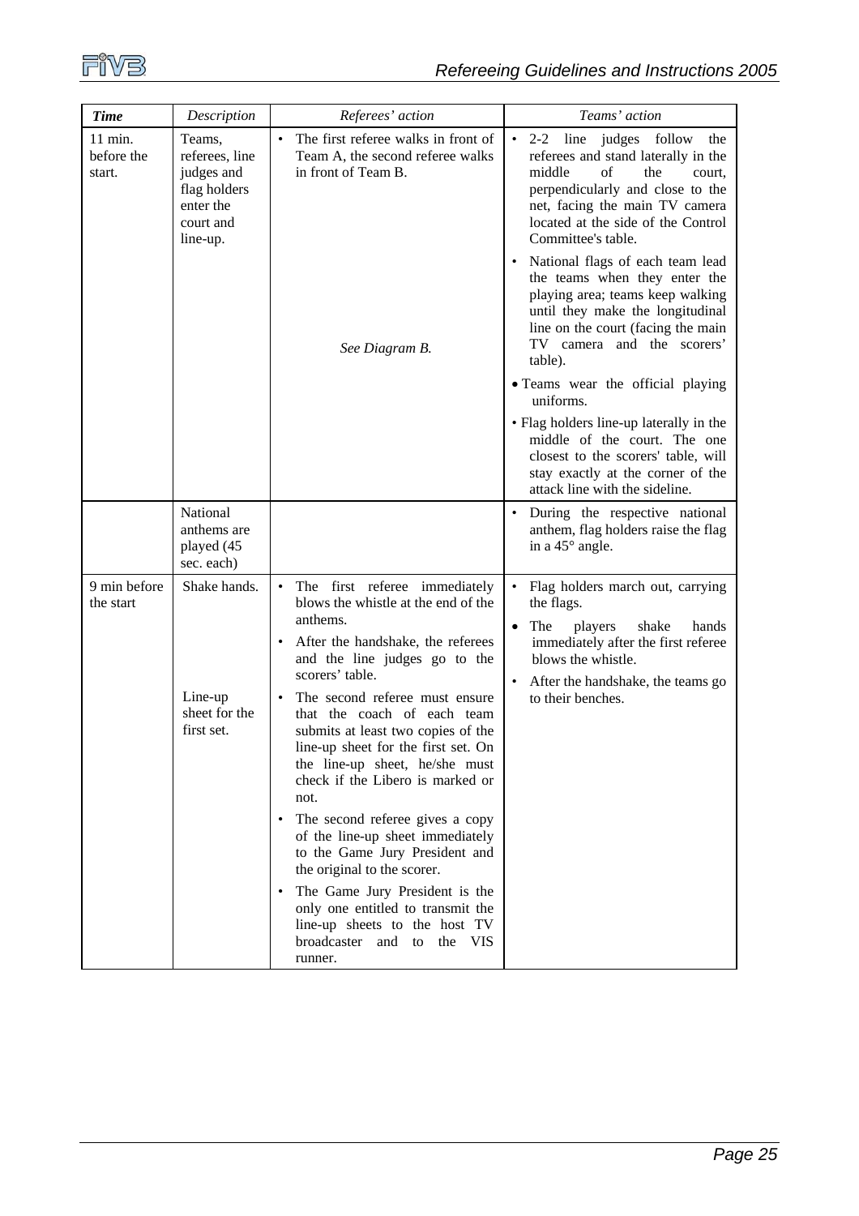| *Time* | *Description* | *Referees' action* | *Teams' action* |
| --- | --- | --- | --- |
| 11 min. before the start. | Teams, referees, line judges and flag holders enter the court and line-up. | • The first referee walks in front of Team A, the second referee walks in front of Team B.<br><br>*See Diagram B.* | • 2-2 line judges follow the referees and stand laterally in the middle of the court, perpendicularly and close to the net, facing the main TV camera located at the side of the Control Committee's table.<br>• National flags of each team lead the teams when they enter the playing area; teams keep walking until they make the longitudinal line on the court (facing the main TV camera and the scorers' table).<br>• Teams wear the official playing uniforms.<br>• Flag holders line-up laterally in the middle of the court. The one closest to the scorers' table, will stay exactly at the corner of the attack line with the sideline. |
| | National anthems are played (45 sec. each) | | • During the respective national anthem, flag holders raise the flag in a 45° angle. |
| 9 min before the start | Shake hands.<br><br>Line-up sheet for the first set. | • The first referee immediately blows the whistle at the end of the anthems.<br>• After the handshake, the referees and the line judges go to the scorers' table.<br>• The second referee must ensure that the coach of each team submits at least two copies of the line-up sheet for the first set. On the line-up sheet, he/she must check if the Libero is marked or not.<br>• The second referee gives a copy of the line-up sheet immediately to the Game Jury President and the original to the scorer.<br>• The Game Jury President is the only one entitled to transmit the line-up sheets to the host TV broadcaster and to the VIS runner. | • Flag holders march out, carrying the flags.<br>• The players shake hands immediately after the first referee blows the whistle.<br>• After the handshake, the teams go to their benches. |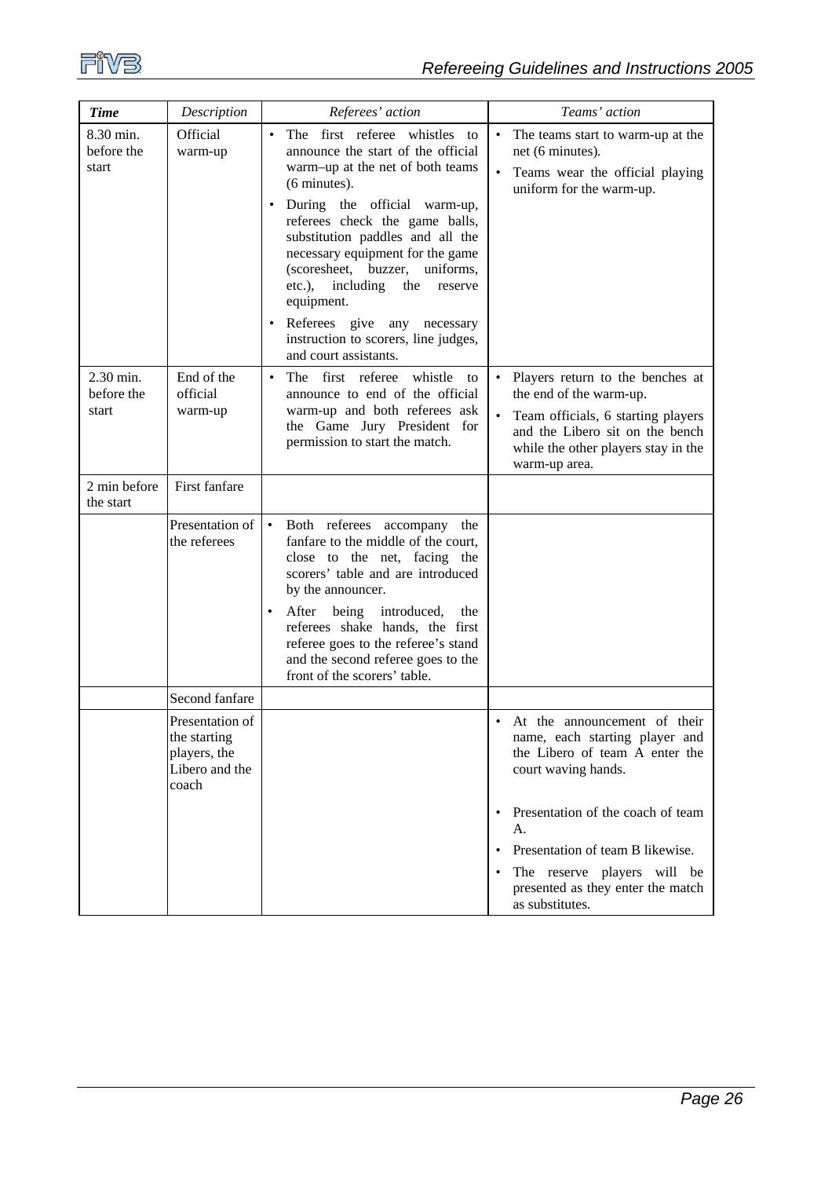| *Time* | *Description* | *Referees' action* | *Teams' action* |
|---|---|---|---|
| 8.30 min. before the start | Official warm-up | • The first referee whistles to announce the start of the official warm–up at the net of both teams (6 minutes).<br>• During the official warm-up, referees check the game balls, substitution paddles and all the necessary equipment for the game (scoresheet, buzzer, uniforms, etc.), including the reserve equipment.<br>• Referees give any necessary instruction to scorers, line judges, and court assistants. | • The teams start to warm-up at the net (6 minutes).<br>• Teams wear the official playing uniform for the warm-up. |
| 2.30 min. before the start | End of the official warm-up | • The first referee whistle to announce to end of the official warm-up and both referees ask the Game Jury President for permission to start the match. | • Players return to the benches at the end of the warm-up.<br>• Team officials, 6 starting players and the Libero sit on the bench while the other players stay in the warm-up area. |
| 2 min before the start | First fanfare | | |
| | Presentation of the referees | • Both referees accompany the fanfare to the middle of the court, close to the net, facing the scorers' table and are introduced by the announcer.<br>• After being introduced, the referees shake hands, the first referee goes to the referee's stand and the second referee goes to the front of the scorers' table. | |
| | Second fanfare | | |
| | Presentation of the starting players, the Libero and the coach | | • At the announcement of their name, each starting player and the Libero of team A enter the court waving hands.<br>• Presentation of the coach of team A.<br>• Presentation of team B likewise.<br>• The reserve players will be presented as they enter the match as substitutes. |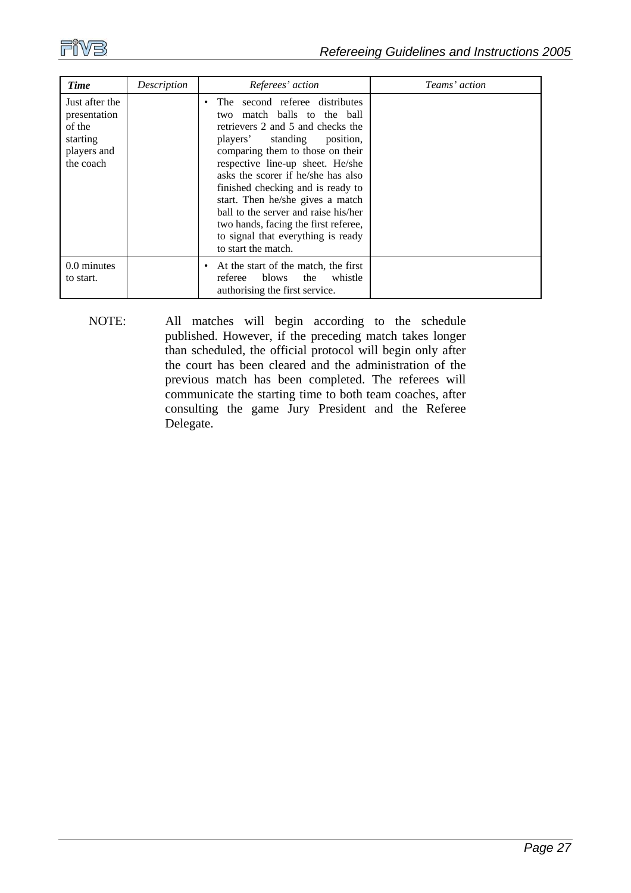| *Time* | *Description* | *Referees' action* | *Teams' action* |
|---|---|---|---|
| Just after the presentation of the starting players and the coach | | • The second referee distributes two match balls to the ball retrievers 2 and 5 and checks the players' standing position, comparing them to those on their respective line-up sheet. He/she asks the scorer if he/she has also finished checking and is ready to start. Then he/she gives a match ball to the server and raise his/her two hands, facing the first referee, to signal that everything is ready to start the match. | |
| 0.0 minutes to start. | | • At the start of the match, the first referee blows the whistle authorising the first service. | |

NOTE: All matches will begin according to the schedule published. However, if the preceding match takes longer than scheduled, the official protocol will begin only after the court has been cleared and the administration of the previous match has been completed. The referees will communicate the starting time to both team coaches, after consulting the game Jury President and the Referee Delegate.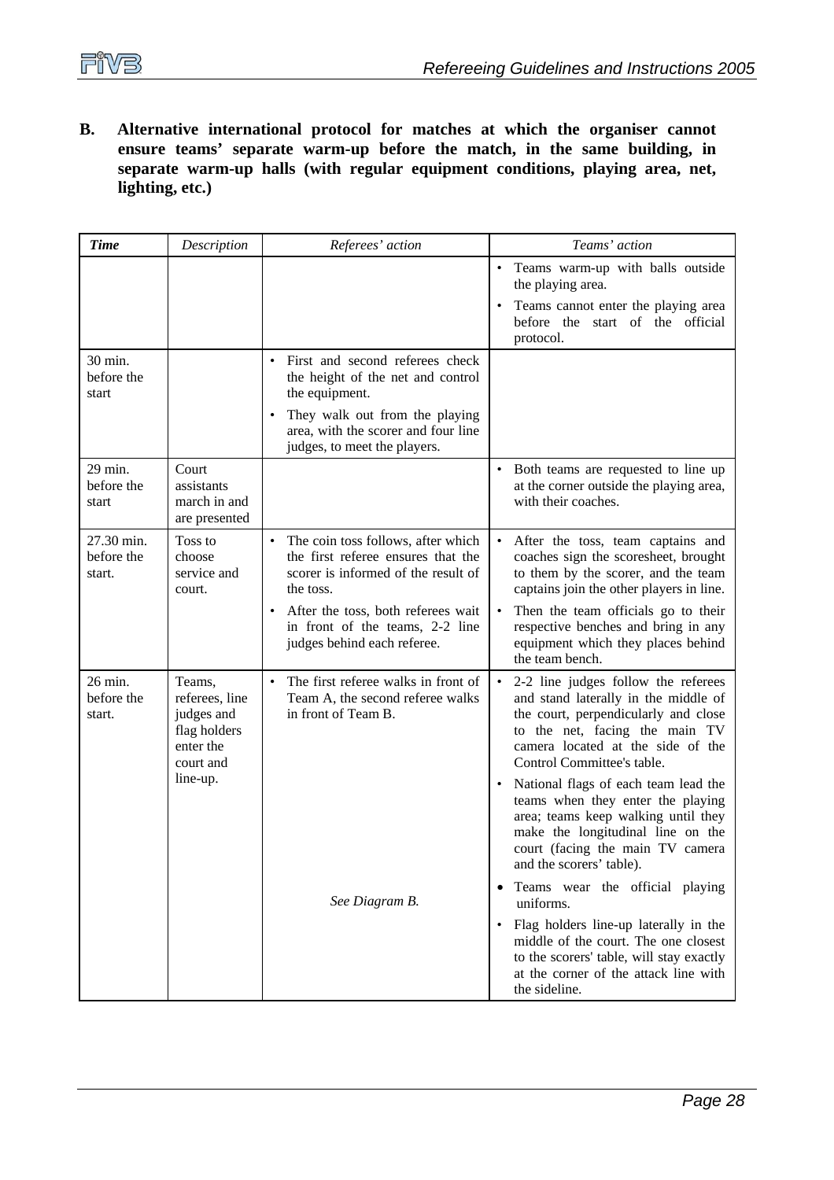**B. Alternative international protocol for matches at which the organiser cannot ensure teams' separate warm-up before the match, in the same building, in separate warm-up halls (with regular equipment conditions, playing area, net, lighting, etc.)**

| *Time* | *Description* | *Referees' action* | *Teams' action* |
|---|---|---|---|
| | | | • Teams warm-up with balls outside the playing area.<br>• Teams cannot enter the playing area before the start of the official protocol. |
| 30 min. before the start | | • First and second referees check the height of the net and control the equipment.<br>• They walk out from the playing area, with the scorer and four line judges, to meet the players. | |
| 29 min. before the start | Court assistants march in and are presented | | • Both teams are requested to line up at the corner outside the playing area, with their coaches. |
| 27.30 min. before the start. | Toss to choose service and court. | • The coin toss follows, after which the first referee ensures that the scorer is informed of the result of the toss.<br>• After the toss, both referees wait in front of the teams, 2-2 line judges behind each referee. | • After the toss, team captains and coaches sign the scoresheet, brought to them by the scorer, and the team captains join the other players in line.<br>• Then the team officials go to their respective benches and bring in any equipment which they places behind the team bench. |
| 26 min. before the start. | Teams, referees, line judges and flag holders enter the court and line-up. | • The first referee walks in front of Team A, the second referee walks in front of Team B.<br><br>*See Diagram B.* | • 2-2 line judges follow the referees and stand laterally in the middle of the court, perpendicularly and close to the net, facing the main TV camera located at the side of the Control Committee's table.<br>• National flags of each team lead the teams when they enter the playing area; teams keep walking until they make the longitudinal line on the court (facing the main TV camera and the scorers' table).<br>• Teams wear the official playing uniforms.<br>• Flag holders line-up laterally in the middle of the court. The one closest to the scorers' table, will stay exactly at the corner of the attack line with the sideline. |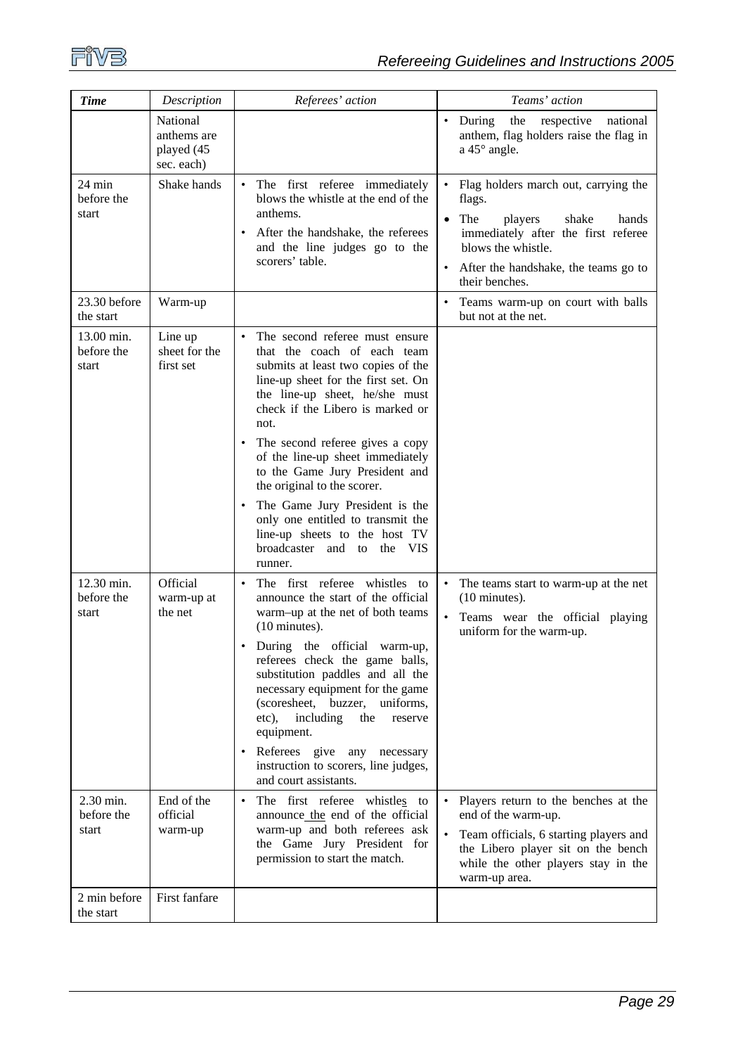| *Time* | *Description* | *Referees' action* | *Teams' action* |
|---|---|---|---|
| | National anthems are played (45 sec. each) | | • During the respective national anthem, flag holders raise the flag in a 45° angle. |
| 24 min before the start | Shake hands | • The first referee immediately blows the whistle at the end of the anthems.<br>• After the handshake, the referees and the line judges go to the scorers' table. | • Flag holders march out, carrying the flags.<br>• The players shake hands immediately after the first referee blows the whistle.<br>• After the handshake, the teams go to their benches. |
| 23.30 before the start | Warm-up | | • Teams warm-up on court with balls but not at the net. |
| 13.00 min. before the start | Line up sheet for the first set | • The second referee must ensure that the coach of each team submits at least two copies of the line-up sheet for the first set. On the line-up sheet, he/she must check if the Libero is marked or not.<br>• The second referee gives a copy of the line-up sheet immediately to the Game Jury President and the original to the scorer.<br>• The Game Jury President is the only one entitled to transmit the line-up sheets to the host TV broadcaster and to the VIS runner. | |
| 12.30 min. before the start | Official warm-up at the net | • The first referee whistles to announce the start of the official warm–up at the net of both teams (10 minutes).<br>• During the official warm-up, referees check the game balls, substitution paddles and all the necessary equipment for the game (scoresheet, buzzer, uniforms, etc), including the reserve equipment.<br>• Referees give any necessary instruction to scorers, line judges, and court assistants. | • The teams start to warm-up at the net (10 minutes).<br>• Teams wear the official playing uniform for the warm-up. |
| 2.30 min. before the start | End of the official warm-up | • The first referee whistles to announce the end of the official warm-up and both referees ask the Game Jury President for permission to start the match. | • Players return to the benches at the end of the warm-up.<br>• Team officials, 6 starting players and the Libero player sit on the bench while the other players stay in the warm-up area. |
| 2 min before the start | First fanfare | | |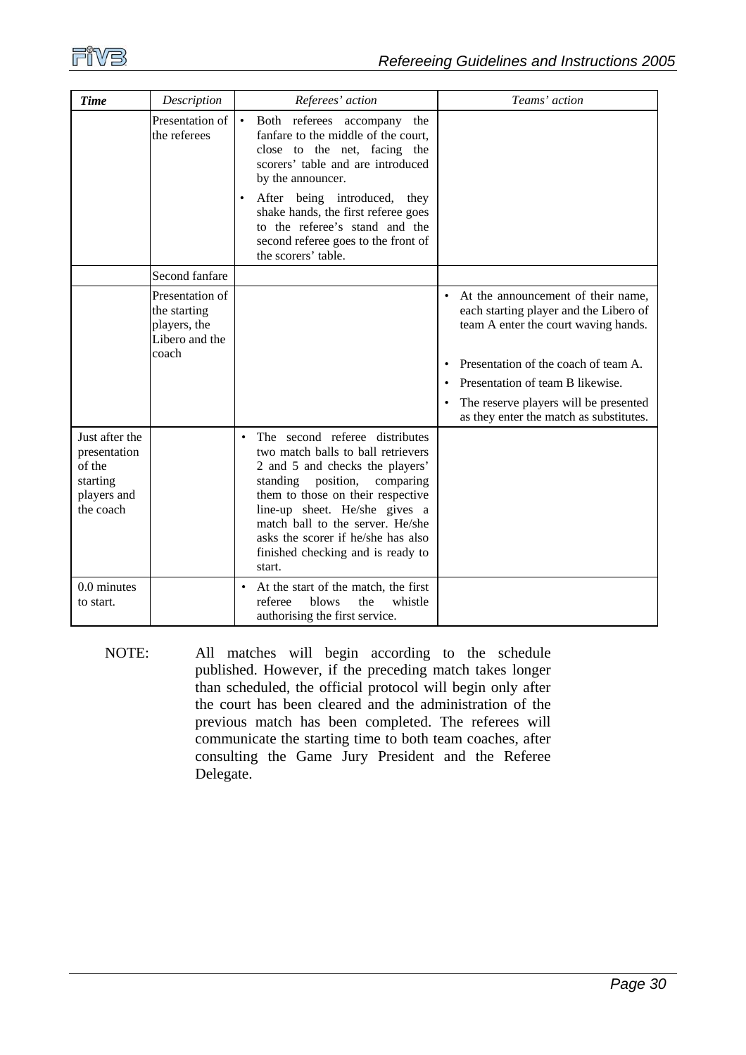| *Time* | *Description* | *Referees' action* | *Teams' action* |
|---|---|---|---|
| | Presentation of the referees | • Both referees accompany the fanfare to the middle of the court, close to the net, facing the scorers' table and are introduced by the announcer.<br>• After being introduced, they shake hands, the first referee goes to the referee's stand and the second referee goes to the front of the scorers' table. | |
| | Second fanfare | | |
| | Presentation of the starting players, the Libero and the coach | | • At the announcement of their name, each starting player and the Libero of team A enter the court waving hands.<br>• Presentation of the coach of team A.<br>• Presentation of team B likewise.<br>• The reserve players will be presented as they enter the match as substitutes. |
| Just after the presentation of the starting players and the coach | | • The second referee distributes two match balls to ball retrievers 2 and 5 and checks the players' standing position, comparing them to those on their respective line-up sheet. He/she gives a match ball to the server. He/she asks the scorer if he/she has also finished checking and is ready to start. | |
| 0.0 minutes to start. | | • At the start of the match, the first referee blows the whistle authorising the first service. | |

NOTE: All matches will begin according to the schedule published. However, if the preceding match takes longer than scheduled, the official protocol will begin only after the court has been cleared and the administration of the previous match has been completed. The referees will communicate the starting time to both team coaches, after consulting the Game Jury President and the Referee Delegate.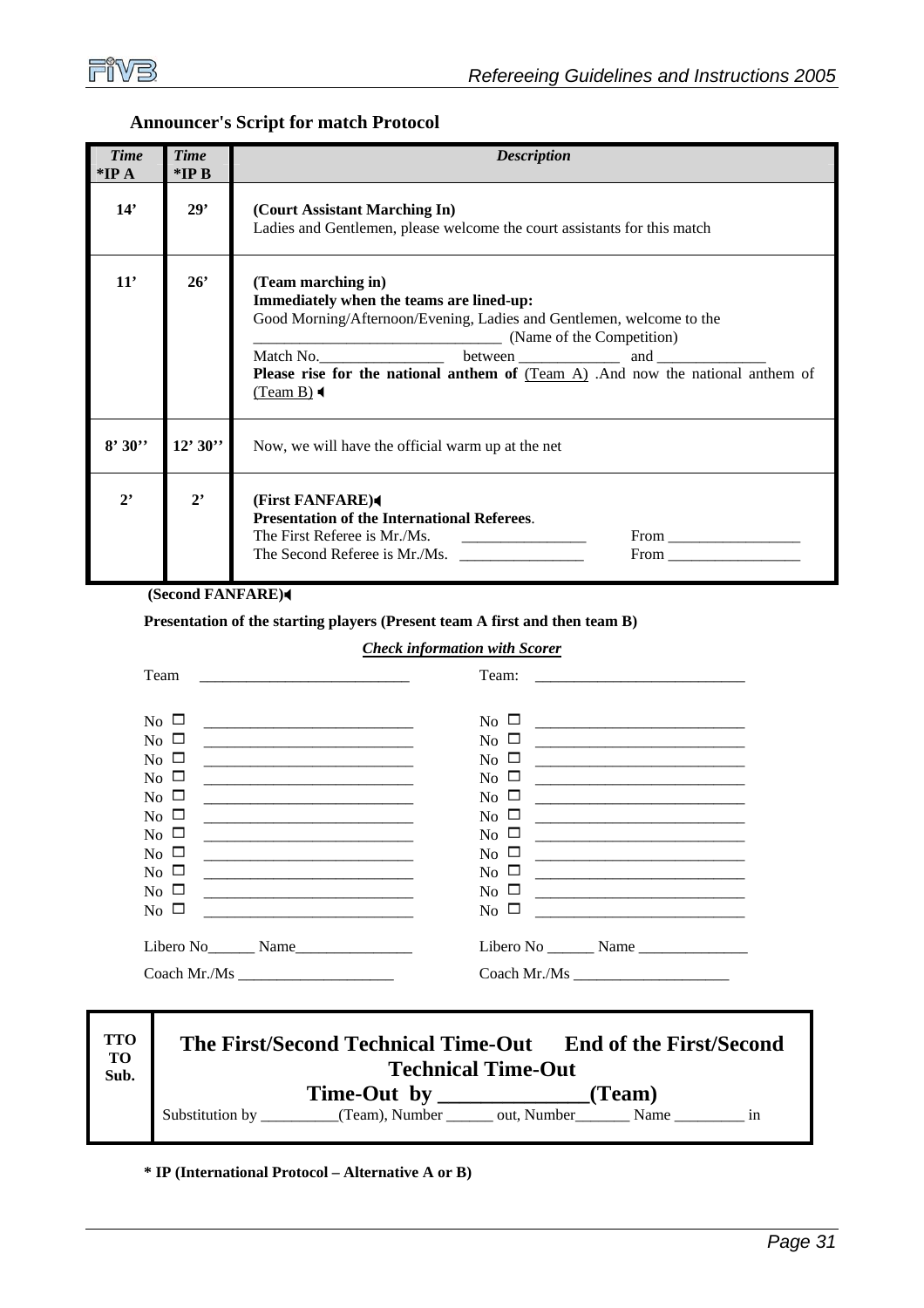### Announcer's Script for match Protocol

| *Time* *IP A | *Time* *IP B | *Description* |
|---|---|---|
| 14' | 29' | **(Court Assistant Marching In)** Ladies and Gentlemen, please welcome the court assistants for this match |
| 11' | 26' | **(Team marching in)** **Immediately when the teams are lined-up:** Good Morning/Afternoon/Evening, Ladies and Gentlemen, welcome to the ________________________________ (Name of the Competition) Match No.________________ between _____________ and ______________ **Please rise for the national anthem of** (Team A) .And now the national anthem of (Team B) ◄ |
| 8' 30'' | 12' 30'' | Now, we will have the official warm up at the net |
| 2' | 2' | **(First FANFARE)◄** **Presentation of the International Referees**. The First Referee is Mr./Ms. ________________ From _________________ The Second Referee is Mr./Ms. ________________ From _________________ |

**(Second FANFARE)◄**

**Presentation of the starting players (Present team A first and then team B)**

***Check information with Scorer***

Team ___________________________

No ☐ ___________________________
No ☐ ___________________________
No ☐ ___________________________
No ☐ ___________________________
No ☐ ___________________________
No ☐ ___________________________
No ☐ ___________________________
No ☐ ___________________________
No ☐ ___________________________
No ☐ ___________________________
No ☐ ___________________________

Libero No______ Name_______________

Coach Mr./Ms ____________________

Team: ___________________________

No ☐ ___________________________
No ☐ ___________________________
No ☐ ___________________________
No ☐ ___________________________
No ☐ ___________________________
No ☐ ___________________________
No ☐ ___________________________
No ☐ ___________________________
No ☐ ___________________________
No ☐ ___________________________
No ☐ ___________________________

Libero No ______ Name ______________

Coach Mr./Ms ____________________

| TTO TO Sub. | **The First/Second Technical Time-Out End of the First/Second Technical Time-Out** **Time-Out by _____________(Team)** Substitution by __________(Team), Number ______ out, Number_______ Name _________ in |
|---|---|

**\* IP (International Protocol – Alternative A or B)**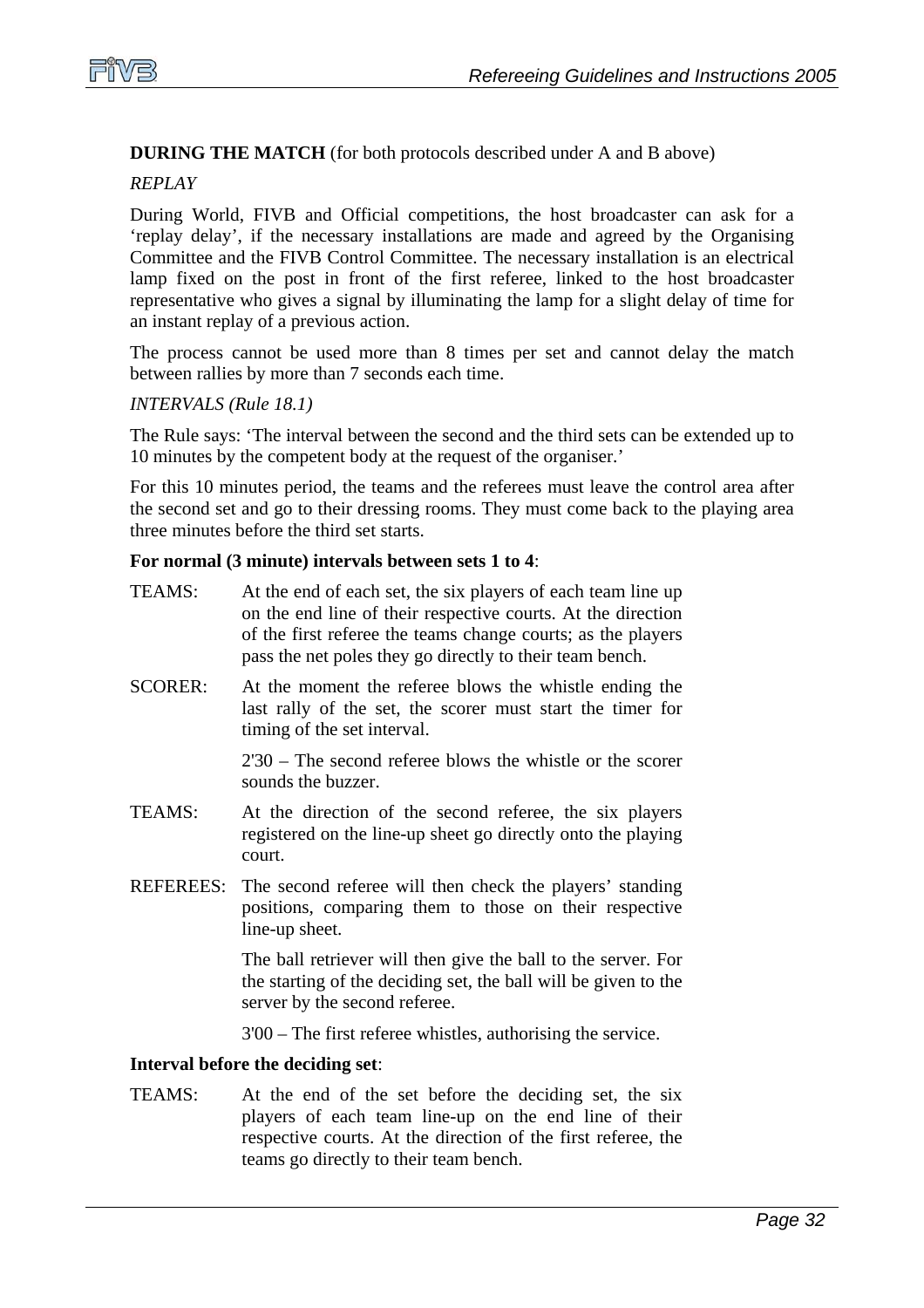**DURING THE MATCH** (for both protocols described under A and B above)

*REPLAY*

During World, FIVB and Official competitions, the host broadcaster can ask for a 'replay delay', if the necessary installations are made and agreed by the Organising Committee and the FIVB Control Committee. The necessary installation is an electrical lamp fixed on the post in front of the first referee, linked to the host broadcaster representative who gives a signal by illuminating the lamp for a slight delay of time for an instant replay of a previous action.

The process cannot be used more than 8 times per set and cannot delay the match between rallies by more than 7 seconds each time.

*INTERVALS (Rule 18.1)*

The Rule says: 'The interval between the second and the third sets can be extended up to 10 minutes by the competent body at the request of the organiser.'

For this 10 minutes period, the teams and the referees must leave the control area after the second set and go to their dressing rooms. They must come back to the playing area three minutes before the third set starts.

**For normal (3 minute) intervals between sets 1 to 4**:

TEAMS: At the end of each set, the six players of each team line up on the end line of their respective courts. At the direction of the first referee the teams change courts; as the players pass the net poles they go directly to their team bench.

SCORER: At the moment the referee blows the whistle ending the last rally of the set, the scorer must start the timer for timing of the set interval.

2'30 – The second referee blows the whistle or the scorer sounds the buzzer.

TEAMS: At the direction of the second referee, the six players registered on the line-up sheet go directly onto the playing court.

REFEREES: The second referee will then check the players' standing positions, comparing them to those on their respective line-up sheet.

The ball retriever will then give the ball to the server. For the starting of the deciding set, the ball will be given to the server by the second referee.

3'00 – The first referee whistles, authorising the service.

**Interval before the deciding set**:

TEAMS: At the end of the set before the deciding set, the six players of each team line-up on the end line of their respective courts. At the direction of the first referee, the teams go directly to their team bench.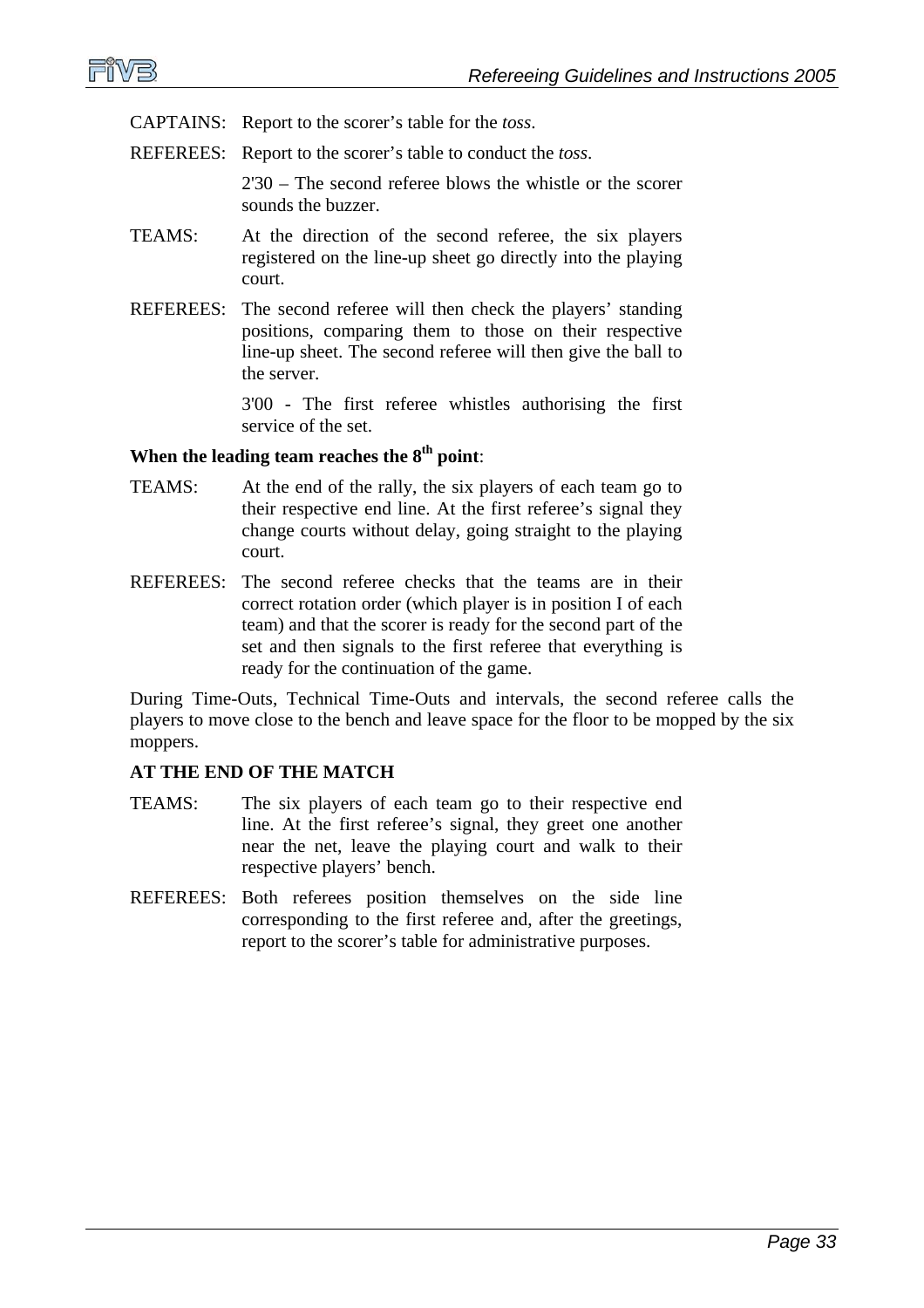CAPTAINS: Report to the scorer's table for the *toss*.

REFEREES: Report to the scorer's table to conduct the *toss*.

2'30 – The second referee blows the whistle or the scorer sounds the buzzer.

TEAMS: At the direction of the second referee, the six players registered on the line-up sheet go directly into the playing court.

REFEREES: The second referee will then check the players' standing positions, comparing them to those on their respective line-up sheet. The second referee will then give the ball to the server.

3'00 - The first referee whistles authorising the first service of the set.

**When the leading team reaches the 8th point**:

TEAMS: At the end of the rally, the six players of each team go to their respective end line. At the first referee's signal they change courts without delay, going straight to the playing court.

REFEREES: The second referee checks that the teams are in their correct rotation order (which player is in position I of each team) and that the scorer is ready for the second part of the set and then signals to the first referee that everything is ready for the continuation of the game.

During Time-Outs, Technical Time-Outs and intervals, the second referee calls the players to move close to the bench and leave space for the floor to be mopped by the six moppers.

**AT THE END OF THE MATCH**

TEAMS: The six players of each team go to their respective end line. At the first referee's signal, they greet one another near the net, leave the playing court and walk to their respective players' bench.

REFEREES: Both referees position themselves on the side line corresponding to the first referee and, after the greetings, report to the scorer's table for administrative purposes.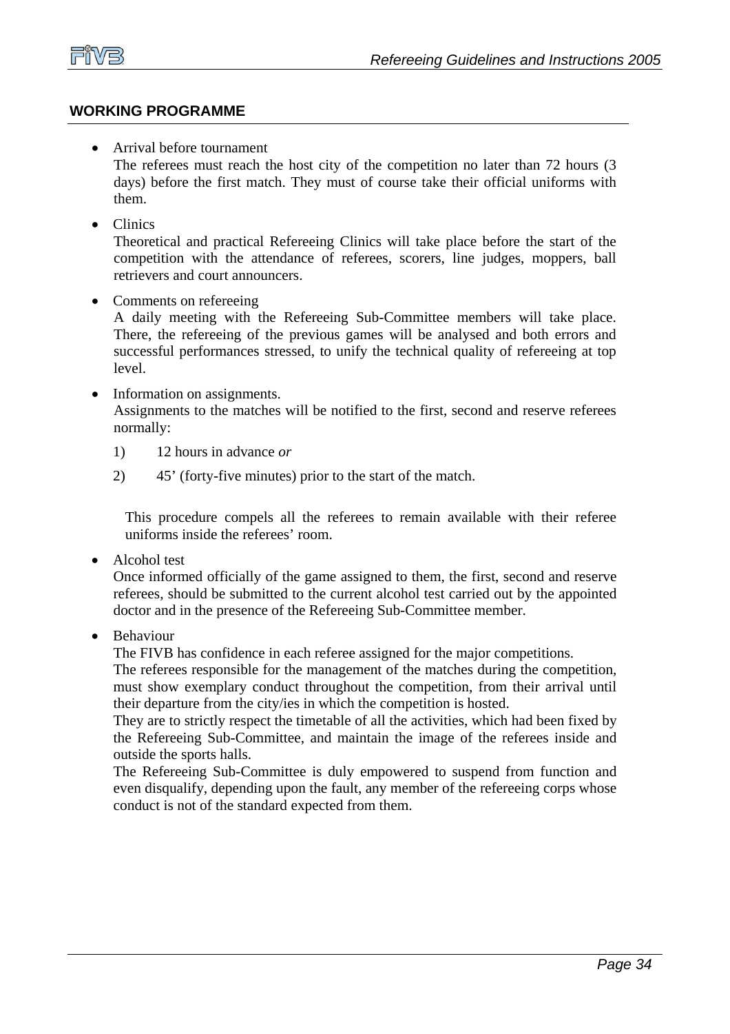## WORKING PROGRAMME

- Arrival before tournament
  The referees must reach the host city of the competition no later than 72 hours (3 days) before the first match. They must of course take their official uniforms with them.

- Clinics
  Theoretical and practical Refereeing Clinics will take place before the start of the competition with the attendance of referees, scorers, line judges, moppers, ball retrievers and court announcers.

- Comments on refereeing
  A daily meeting with the Refereeing Sub-Committee members will take place. There, the refereeing of the previous games will be analysed and both errors and successful performances stressed, to unify the technical quality of refereeing at top level.

- Information on assignments.
  Assignments to the matches will be notified to the first, second and reserve referees normally:

  1) 12 hours in advance *or*

  2) 45' (forty-five minutes) prior to the start of the match.

  This procedure compels all the referees to remain available with their referee uniforms inside the referees' room.

- Alcohol test
  Once informed officially of the game assigned to them, the first, second and reserve referees, should be submitted to the current alcohol test carried out by the appointed doctor and in the presence of the Refereeing Sub-Committee member.

- Behaviour
  The FIVB has confidence in each referee assigned for the major competitions.
  The referees responsible for the management of the matches during the competition, must show exemplary conduct throughout the competition, from their arrival until their departure from the city/ies in which the competition is hosted.
  They are to strictly respect the timetable of all the activities, which had been fixed by the Refereeing Sub-Committee, and maintain the image of the referees inside and outside the sports halls.
  The Refereeing Sub-Committee is duly empowered to suspend from function and even disqualify, depending upon the fault, any member of the refereeing corps whose conduct is not of the standard expected from them.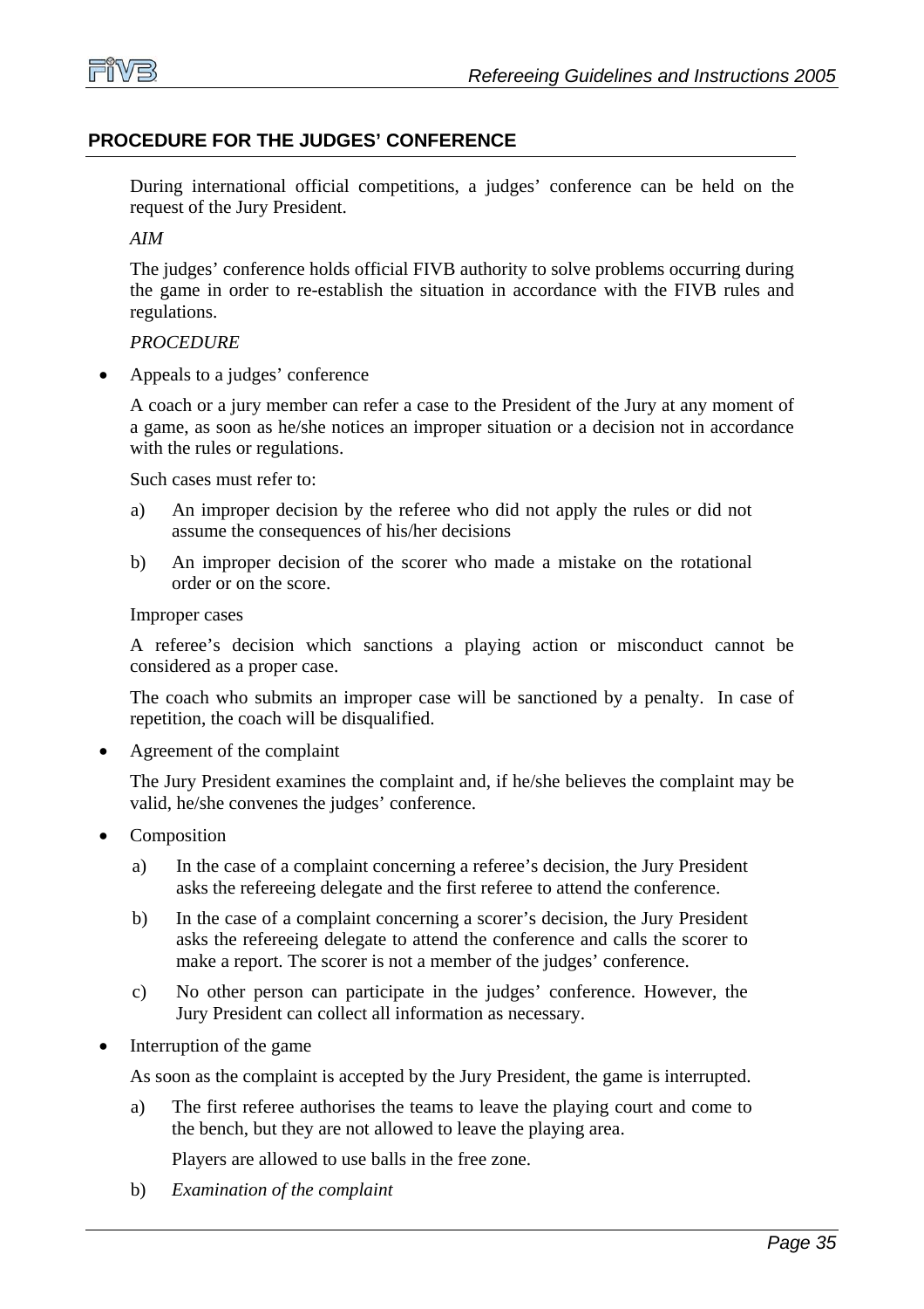## PROCEDURE FOR THE JUDGES' CONFERENCE

During international official competitions, a judges' conference can be held on the request of the Jury President.

*AIM*

The judges' conference holds official FIVB authority to solve problems occurring during the game in order to re-establish the situation in accordance with the FIVB rules and regulations.

*PROCEDURE*

- Appeals to a judges' conference

  A coach or a jury member can refer a case to the President of the Jury at any moment of a game, as soon as he/she notices an improper situation or a decision not in accordance with the rules or regulations.

  Such cases must refer to:

  a) An improper decision by the referee who did not apply the rules or did not assume the consequences of his/her decisions

  b) An improper decision of the scorer who made a mistake on the rotational order or on the score.

  Improper cases

  A referee's decision which sanctions a playing action or misconduct cannot be considered as a proper case.

  The coach who submits an improper case will be sanctioned by a penalty. In case of repetition, the coach will be disqualified.

- Agreement of the complaint

  The Jury President examines the complaint and, if he/she believes the complaint may be valid, he/she convenes the judges' conference.

- Composition

  a) In the case of a complaint concerning a referee's decision, the Jury President asks the refereeing delegate and the first referee to attend the conference.

  b) In the case of a complaint concerning a scorer's decision, the Jury President asks the refereeing delegate to attend the conference and calls the scorer to make a report. The scorer is not a member of the judges' conference.

  c) No other person can participate in the judges' conference. However, the Jury President can collect all information as necessary.

- Interruption of the game

  As soon as the complaint is accepted by the Jury President, the game is interrupted.

  a) The first referee authorises the teams to leave the playing court and come to the bench, but they are not allowed to leave the playing area.

     Players are allowed to use balls in the free zone.

  b) *Examination of the complaint*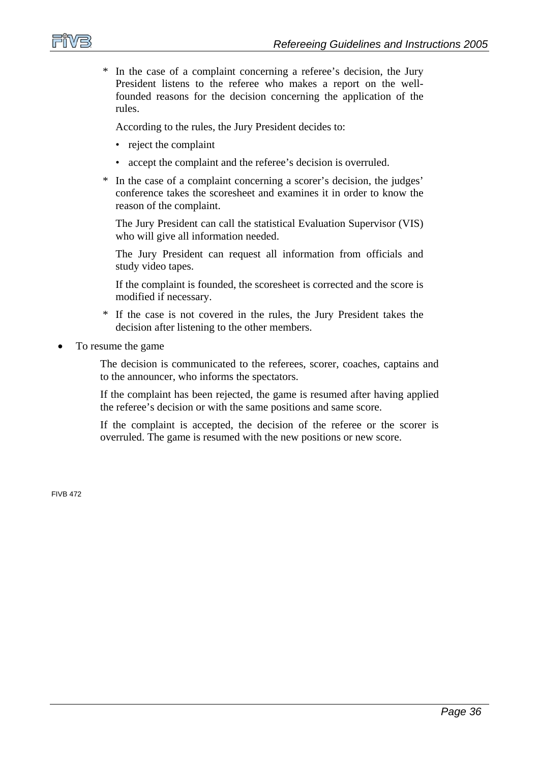* In the case of a complaint concerning a referee's decision, the Jury President listens to the referee who makes a report on the well-founded reasons for the decision concerning the application of the rules.

  According to the rules, the Jury President decides to:

  - reject the complaint
  - accept the complaint and the referee's decision is overruled.

* In the case of a complaint concerning a scorer's decision, the judges' conference takes the scoresheet and examines it in order to know the reason of the complaint.

  The Jury President can call the statistical Evaluation Supervisor (VIS) who will give all information needed.

  The Jury President can request all information from officials and study video tapes.

  If the complaint is founded, the scoresheet is corrected and the score is modified if necessary.

* If the case is not covered in the rules, the Jury President takes the decision after listening to the other members.

- To resume the game

  The decision is communicated to the referees, scorer, coaches, captains and to the announcer, who informs the spectators.

  If the complaint has been rejected, the game is resumed after having applied the referee's decision or with the same positions and same score.

  If the complaint is accepted, the decision of the referee or the scorer is overruled. The game is resumed with the new positions or new score.

FIVB 472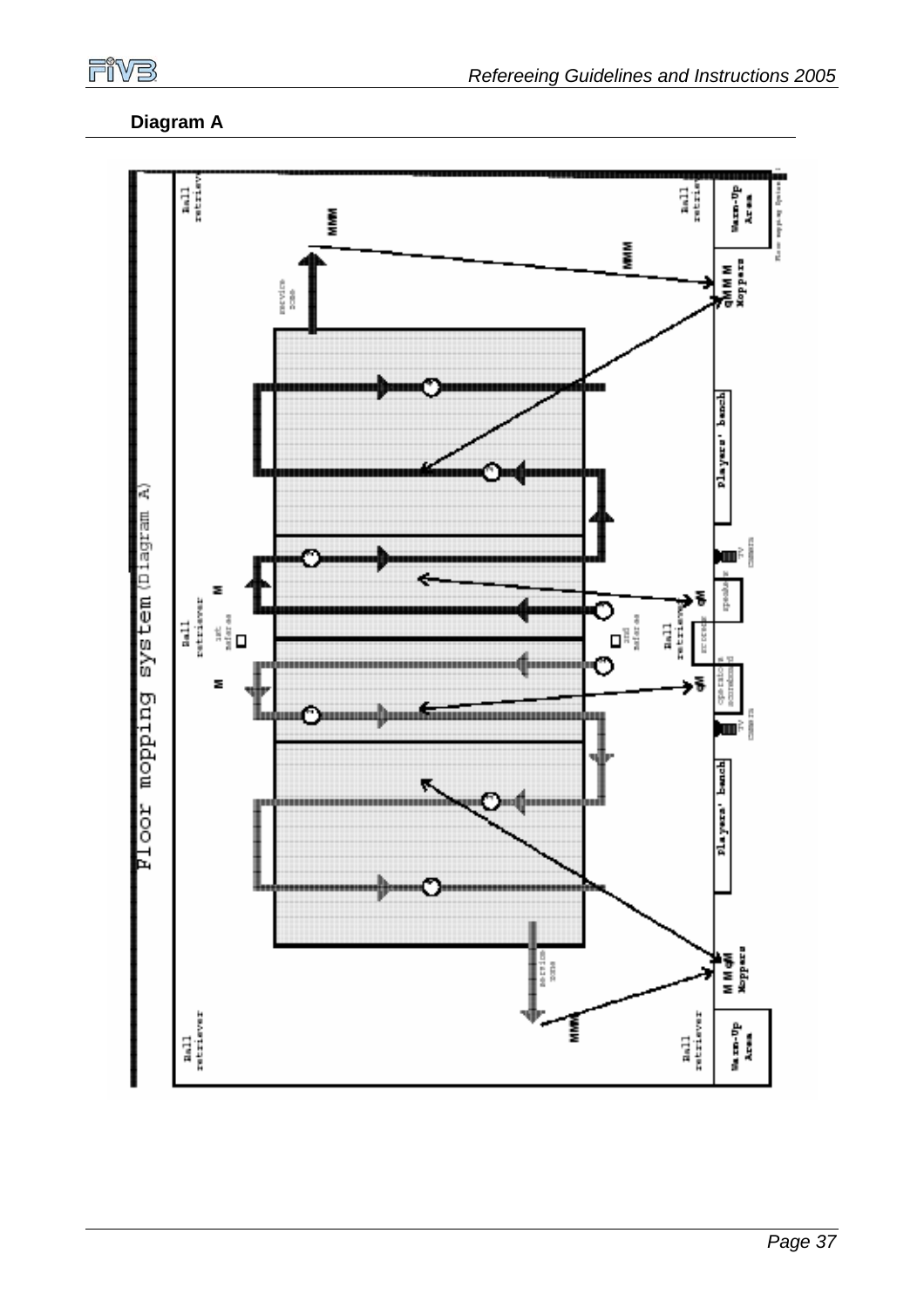## Diagram A

Floor mopping system (Diagram A)

Ball retriever

Warm-Up Area

MMM

MMM Moppers

service zone

Players' bench

TV CAMERA

speaker

scorer

operator scoreboard

1st referee

2nd referee

Ball retriever

M

Moppers

Warm-Up Area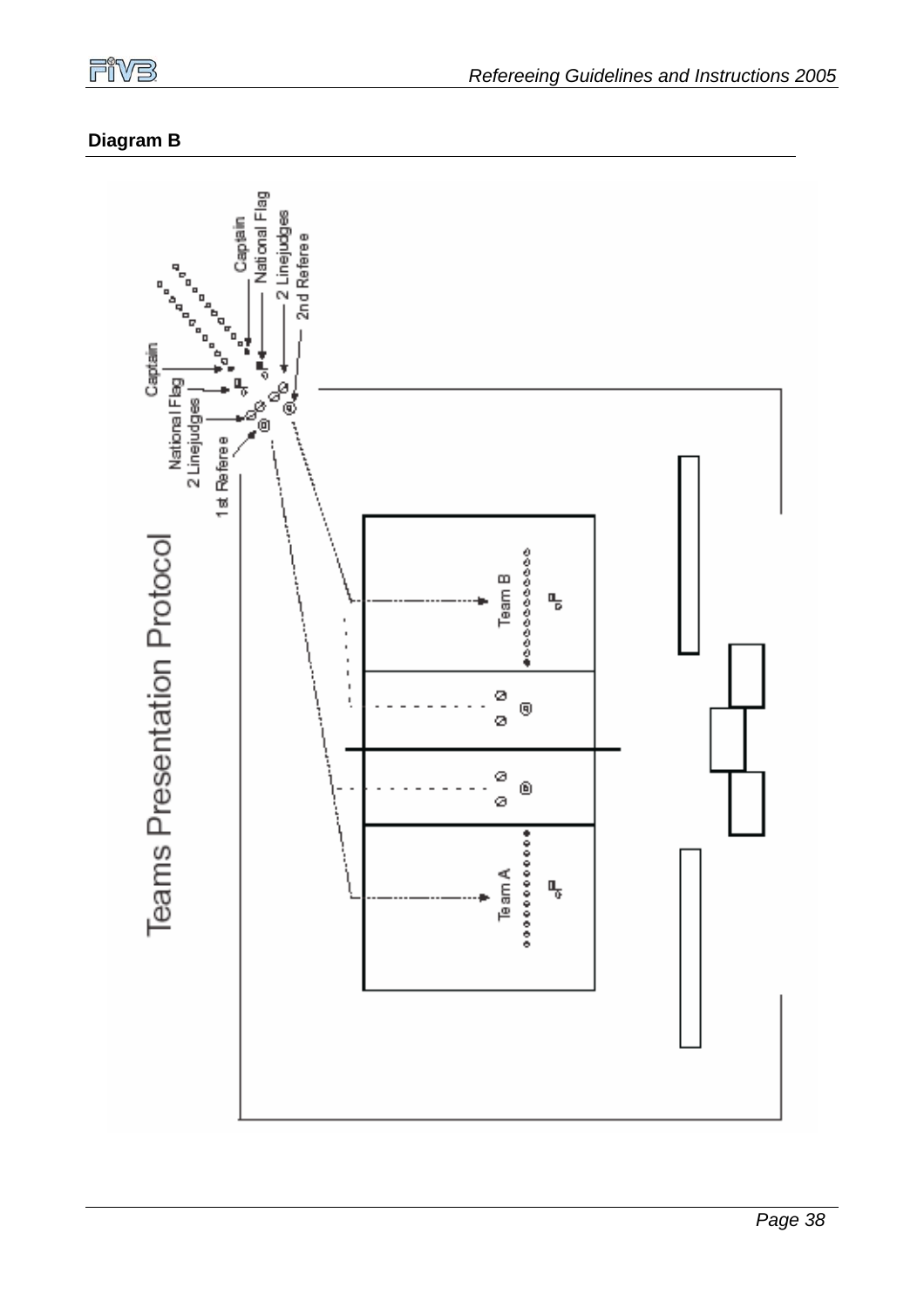**Diagram B**

Teams Presentation Protocol

Captain

National Flag

2 Linejudges

1st Referee

Captain

National Flag

2 Linejudges

2nd Referee

Team A

Team B